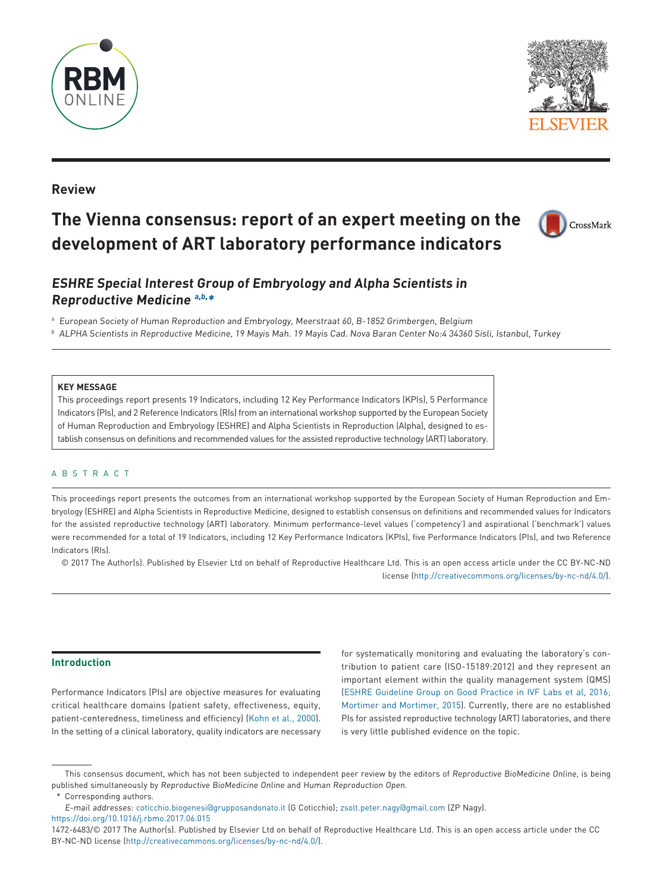**Review**

# The Vienna consensus: report of an expert meeting on the development of ART laboratory performance indicators

## *ESHRE Special Interest Group of Embryology and Alpha Scientists in Reproductive Medicine* [a,b,*]

[a] *European Society of Human Reproduction and Embryology, Meerstraat 60, B-1852 Grimbergen, Belgium*

[b] *ALPHA Scientists in Reproductive Medicine, 19 Mayis Mah. 19 Mayis Cad. Nova Baran Center No:4 34360 Sisli, Istanbul, Turkey*

**KEY MESSAGE**

This proceedings report presents 19 Indicators, including 12 Key Performance Indicators (KPIs), 5 Performance Indicators (PIs), and 2 Reference Indicators (RIs) from an international workshop supported by the European Society of Human Reproduction and Embryology (ESHRE) and Alpha Scientists in Reproduction (Alpha), designed to establish consensus on definitions and recommended values for the assisted reproductive technology (ART) laboratory.

## ABSTRACT

This proceedings report presents the outcomes from an international workshop supported by the European Society of Human Reproduction and Embryology (ESHRE) and Alpha Scientists in Reproductive Medicine, designed to establish consensus on definitions and recommended values for Indicators for the assisted reproductive technology (ART) laboratory. Minimum performance-level values ('competency') and aspirational ('benchmark') values were recommended for a total of 19 Indicators, including 12 Key Performance Indicators (KPIs), five Performance Indicators (PIs), and two Reference Indicators (RIs).

© 2017 The Author(s). Published by Elsevier Ltd on behalf of Reproductive Healthcare Ltd. This is an open access article under the CC BY-NC-ND license (http://creativecommons.org/licenses/by-nc-nd/4.0/).

## Introduction

Performance Indicators (PIs) are objective measures for evaluating critical healthcare domains (patient safety, effectiveness, equity, patient-centeredness, timeliness and efficiency) (Kohn et al., 2000). In the setting of a clinical laboratory, quality indicators are necessary for systematically monitoring and evaluating the laboratory's contribution to patient care (ISO-15189:2012) and they represent an important element within the quality management system (QMS) (ESHRE Guideline Group on Good Practice in IVF Labs et al, 2016; Mortimer and Mortimer, 2015). Currently, there are no established PIs for assisted reproductive technology (ART) laboratories, and there is very little published evidence on the topic.

This consensus document, which has not been subjected to independent peer review by the editors of *Reproductive BioMedicine Online*, is being published simultaneously by *Reproductive BioMedicine Online* and *Human Reproduction Open*.

\* Corresponding authors.

*E-mail addresses:* coticchio.biogenesi@grupposandonato.it (G Coticchio); zsolt.peter.nagy@gmail.com (ZP Nagy).

https://doi.org/10.1016/j.rbmo.2017.06.015

1472-6483/© 2017 The Author(s). Published by Elsevier Ltd on behalf of Reproductive Healthcare Ltd. This is an open access article under the CC BY-NC-ND license (http://creativecommons.org/licenses/by-nc-nd/4.0/).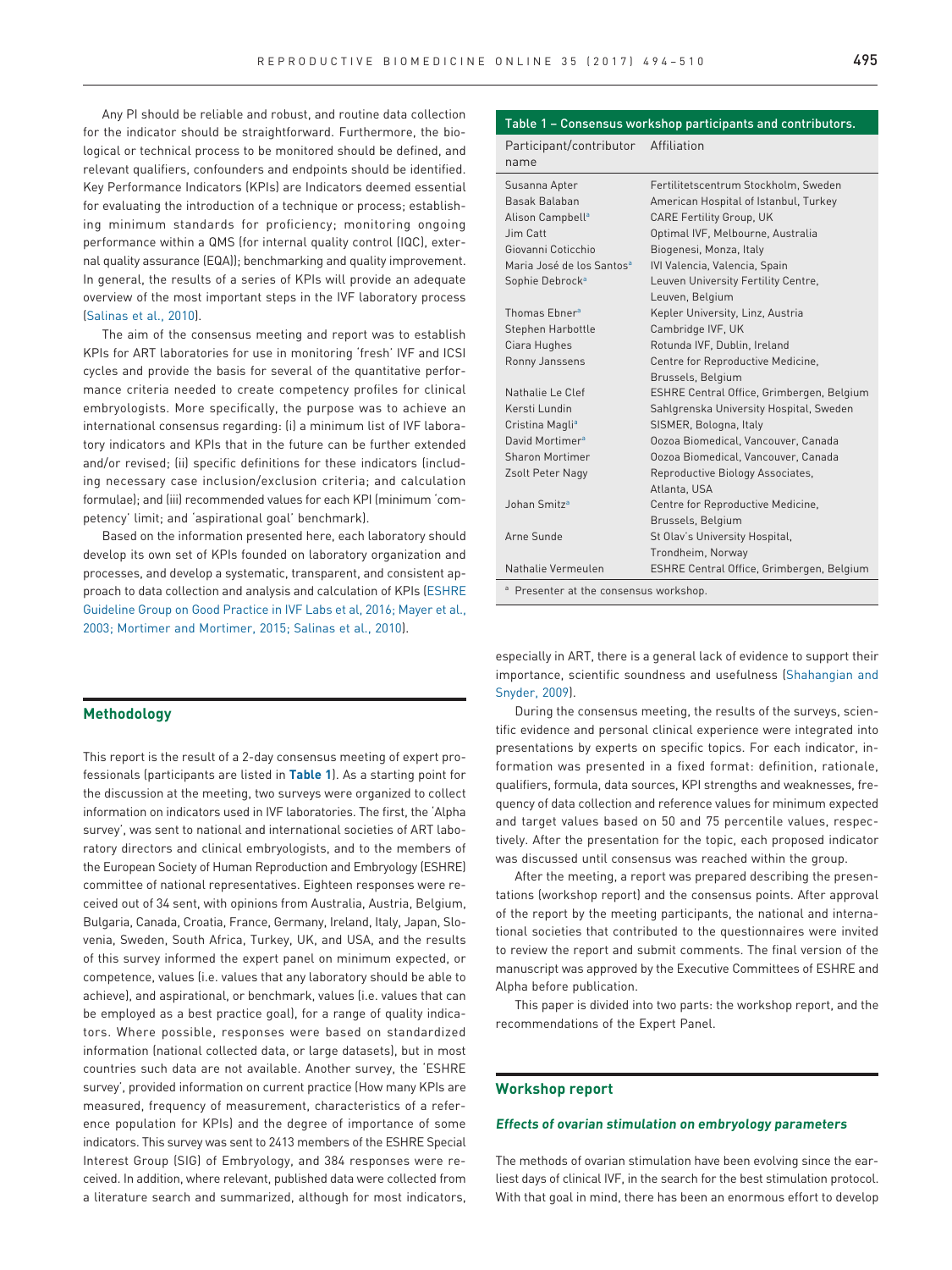Any PI should be reliable and robust, and routine data collection for the indicator should be straightforward. Furthermore, the biological or technical process to be monitored should be defined, and relevant qualifiers, confounders and endpoints should be identified. Key Performance Indicators (KPIs) are Indicators deemed essential for evaluating the introduction of a technique or process; establishing minimum standards for proficiency; monitoring ongoing performance within a QMS (for internal quality control (IQC), external quality assurance (EQA)); benchmarking and quality improvement. In general, the results of a series of KPIs will provide an adequate overview of the most important steps in the IVF laboratory process (Salinas et al., 2010).

The aim of the consensus meeting and report was to establish KPIs for ART laboratories for use in monitoring 'fresh' IVF and ICSI cycles and provide the basis for several of the quantitative performance criteria needed to create competency profiles for clinical embryologists. More specifically, the purpose was to achieve an international consensus regarding: (i) a minimum list of IVF laboratory indicators and KPIs that in the future can be further extended and/or revised; (ii) specific definitions for these indicators (including necessary case inclusion/exclusion criteria; and calculation formulae); and (iii) recommended values for each KPI (minimum 'competency' limit; and 'aspirational goal' benchmark).

Based on the information presented here, each laboratory should develop its own set of KPIs founded on laboratory organization and processes, and develop a systematic, transparent, and consistent approach to data collection and analysis and calculation of KPIs (ESHRE Guideline Group on Good Practice in IVF Labs et al, 2016; Mayer et al., 2003; Mortimer and Mortimer, 2015; Salinas et al., 2010).

## Methodology

This report is the result of a 2-day consensus meeting of expert professionals (participants are listed in **Table 1**). As a starting point for the discussion at the meeting, two surveys were organized to collect information on indicators used in IVF laboratories. The first, the 'Alpha survey', was sent to national and international societies of ART laboratory directors and clinical embryologists, and to the members of the European Society of Human Reproduction and Embryology (ESHRE) committee of national representatives. Eighteen responses were received out of 34 sent, with opinions from Australia, Austria, Belgium, Bulgaria, Canada, Croatia, France, Germany, Ireland, Italy, Japan, Slovenia, Sweden, South Africa, Turkey, UK, and USA, and the results of this survey informed the expert panel on minimum expected, or competence, values (i.e. values that any laboratory should be able to achieve), and aspirational, or benchmark, values (i.e. values that can be employed as a best practice goal), for a range of quality indicators. Where possible, responses were based on standardized information (national collected data, or large datasets), but in most countries such data are not available. Another survey, the 'ESHRE survey', provided information on current practice (How many KPIs are measured, frequency of measurement, characteristics of a reference population for KPIs) and the degree of importance of some indicators. This survey was sent to 2413 members of the ESHRE Special Interest Group (SIG) of Embryology, and 384 responses were received. In addition, where relevant, published data were collected from a literature search and summarized, although for most indicators, especially in ART, there is a general lack of evidence to support their importance, scientific soundness and usefulness (Shahangian and Snyder, 2009).

**Table 1 – Consensus workshop participants and contributors.**

| Participant/contributor name | Affiliation |
|---|---|
| Susanna Apter | Fertilitetscentrum Stockholm, Sweden |
| Basak Balaban | American Hospital of Istanbul, Turkey |
| Alison Campbell[a] | CARE Fertility Group, UK |
| Jim Catt | Optimal IVF, Melbourne, Australia |
| Giovanni Coticchio | Biogenesi, Monza, Italy |
| Maria José de los Santos[a] | IVI Valencia, Valencia, Spain |
| Sophie Debrock[a] | Leuven University Fertility Centre, Leuven, Belgium |
| Thomas Ebner[a] | Kepler University, Linz, Austria |
| Stephen Harbottle | Cambridge IVF, UK |
| Ciara Hughes | Rotunda IVF, Dublin, Ireland |
| Ronny Janssens | Centre for Reproductive Medicine, Brussels, Belgium |
| Nathalie Le Clef | ESHRE Central Office, Grimbergen, Belgium |
| Kersti Lundin | Sahlgrenska University Hospital, Sweden |
| Cristina Magli[a] | SISMER, Bologna, Italy |
| David Mortimer[a] | Oozoa Biomedical, Vancouver, Canada |
| Sharon Mortimer | Oozoa Biomedical, Vancouver, Canada |
| Zsolt Peter Nagy | Reproductive Biology Associates, Atlanta, USA |
| Johan Smitz[a] | Centre for Reproductive Medicine, Brussels, Belgium |
| Arne Sunde | St Olav's University Hospital, Trondheim, Norway |
| Nathalie Vermeulen | ESHRE Central Office, Grimbergen, Belgium |

[a] Presenter at the consensus workshop.

During the consensus meeting, the results of the surveys, scientific evidence and personal clinical experience were integrated into presentations by experts on specific topics. For each indicator, information was presented in a fixed format: definition, rationale, qualifiers, formula, data sources, KPI strengths and weaknesses, frequency of data collection and reference values for minimum expected and target values based on 50 and 75 percentile values, respectively. After the presentation for the topic, each proposed indicator was discussed until consensus was reached within the group.

After the meeting, a report was prepared describing the presentations (workshop report) and the consensus points. After approval of the report by the meeting participants, the national and international societies that contributed to the questionnaires were invited to review the report and submit comments. The final version of the manuscript was approved by the Executive Committees of ESHRE and Alpha before publication.

This paper is divided into two parts: the workshop report, and the recommendations of the Expert Panel.

## Workshop report

### *Effects of ovarian stimulation on embryology parameters*

The methods of ovarian stimulation have been evolving since the earliest days of clinical IVF, in the search for the best stimulation protocol. With that goal in mind, there has been an enormous effort to develop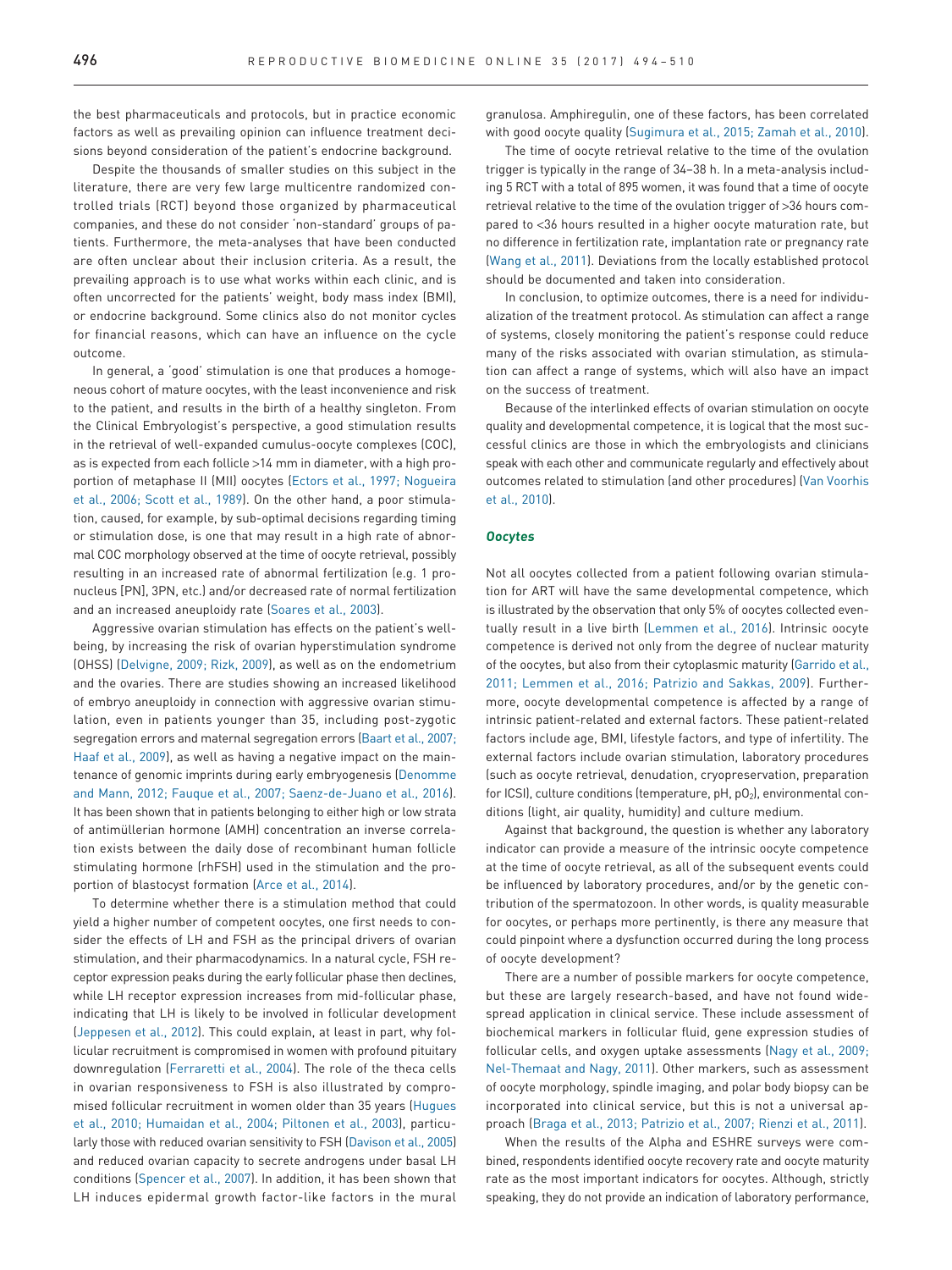the best pharmaceuticals and protocols, but in practice economic factors as well as prevailing opinion can influence treatment decisions beyond consideration of the patient's endocrine background.

Despite the thousands of smaller studies on this subject in the literature, there are very few large multicentre randomized controlled trials (RCT) beyond those organized by pharmaceutical companies, and these do not consider 'non-standard' groups of patients. Furthermore, the meta-analyses that have been conducted are often unclear about their inclusion criteria. As a result, the prevailing approach is to use what works within each clinic, and is often uncorrected for the patients' weight, body mass index (BMI), or endocrine background. Some clinics also do not monitor cycles for financial reasons, which can have an influence on the cycle outcome.

In general, a 'good' stimulation is one that produces a homogeneous cohort of mature oocytes, with the least inconvenience and risk to the patient, and results in the birth of a healthy singleton. From the Clinical Embryologist's perspective, a good stimulation results in the retrieval of well-expanded cumulus-oocyte complexes (COC), as is expected from each follicle >14 mm in diameter, with a high proportion of metaphase II (MII) oocytes (Ectors et al., 1997; Nogueira et al., 2006; Scott et al., 1989). On the other hand, a poor stimulation, caused, for example, by sub-optimal decisions regarding timing or stimulation dose, is one that may result in a high rate of abnormal COC morphology observed at the time of oocyte retrieval, possibly resulting in an increased rate of abnormal fertilization (e.g. 1 pronucleus [PN], 3PN, etc.) and/or decreased rate of normal fertilization and an increased aneuploidy rate (Soares et al., 2003).

Aggressive ovarian stimulation has effects on the patient's wellbeing, by increasing the risk of ovarian hyperstimulation syndrome (OHSS) (Delvigne, 2009; Rizk, 2009), as well as on the endometrium and the ovaries. There are studies showing an increased likelihood of embryo aneuploidy in connection with aggressive ovarian stimulation, even in patients younger than 35, including post-zygotic segregation errors and maternal segregation errors (Baart et al., 2007; Haaf et al., 2009), as well as having a negative impact on the maintenance of genomic imprints during early embryogenesis (Denomme and Mann, 2012; Fauque et al., 2007; Saenz-de-Juano et al., 2016). It has been shown that in patients belonging to either high or low strata of antimüllerian hormone (AMH) concentration an inverse correlation exists between the daily dose of recombinant human follicle stimulating hormone (rhFSH) used in the stimulation and the proportion of blastocyst formation (Arce et al., 2014).

To determine whether there is a stimulation method that could yield a higher number of competent oocytes, one first needs to consider the effects of LH and FSH as the principal drivers of ovarian stimulation, and their pharmacodynamics. In a natural cycle, FSH receptor expression peaks during the early follicular phase then declines, while LH receptor expression increases from mid-follicular phase, indicating that LH is likely to be involved in follicular development (Jeppesen et al., 2012). This could explain, at least in part, why follicular recruitment is compromised in women with profound pituitary downregulation (Ferraretti et al., 2004). The role of the theca cells in ovarian responsiveness to FSH is also illustrated by compromised follicular recruitment in women older than 35 years (Hugues et al., 2010; Humaidan et al., 2004; Piltonen et al., 2003), particularly those with reduced ovarian sensitivity to FSH (Davison et al., 2005) and reduced ovarian capacity to secrete androgens under basal LH conditions (Spencer et al., 2007). In addition, it has been shown that LH induces epidermal growth factor-like factors in the mural granulosa. Amphiregulin, one of these factors, has been correlated with good oocyte quality (Sugimura et al., 2015; Zamah et al., 2010).

The time of oocyte retrieval relative to the time of the ovulation trigger is typically in the range of 34–38 h. In a meta-analysis including 5 RCT with a total of 895 women, it was found that a time of oocyte retrieval relative to the time of the ovulation trigger of >36 hours compared to <36 hours resulted in a higher oocyte maturation rate, but no difference in fertilization rate, implantation rate or pregnancy rate (Wang et al., 2011). Deviations from the locally established protocol should be documented and taken into consideration.

In conclusion, to optimize outcomes, there is a need for individualization of the treatment protocol. As stimulation can affect a range of systems, closely monitoring the patient's response could reduce many of the risks associated with ovarian stimulation, as stimulation can affect a range of systems, which will also have an impact on the success of treatment.

Because of the interlinked effects of ovarian stimulation on oocyte quality and developmental competence, it is logical that the most successful clinics are those in which the embryologists and clinicians speak with each other and communicate regularly and effectively about outcomes related to stimulation (and other procedures) (Van Voorhis et al., 2010).

### *Oocytes*

Not all oocytes collected from a patient following ovarian stimulation for ART will have the same developmental competence, which is illustrated by the observation that only 5% of oocytes collected eventually result in a live birth (Lemmen et al., 2016). Intrinsic oocyte competence is derived not only from the degree of nuclear maturity of the oocytes, but also from their cytoplasmic maturity (Garrido et al., 2011; Lemmen et al., 2016; Patrizio and Sakkas, 2009). Furthermore, oocyte developmental competence is affected by a range of intrinsic patient-related and external factors. These patient-related factors include age, BMI, lifestyle factors, and type of infertility. The external factors include ovarian stimulation, laboratory procedures (such as oocyte retrieval, denudation, cryopreservation, preparation for ICSI), culture conditions (temperature, pH, $pO_2$), environmental conditions (light, air quality, humidity) and culture medium.

Against that background, the question is whether any laboratory indicator can provide a measure of the intrinsic oocyte competence at the time of oocyte retrieval, as all of the subsequent events could be influenced by laboratory procedures, and/or by the genetic contribution of the spermatozoon. In other words, is quality measurable for oocytes, or perhaps more pertinently, is there any measure that could pinpoint where a dysfunction occurred during the long process of oocyte development?

There are a number of possible markers for oocyte competence, but these are largely research-based, and have not found widespread application in clinical service. These include assessment of biochemical markers in follicular fluid, gene expression studies of follicular cells, and oxygen uptake assessments (Nagy et al., 2009; Nel-Themaat and Nagy, 2011). Other markers, such as assessment of oocyte morphology, spindle imaging, and polar body biopsy can be incorporated into clinical service, but this is not a universal approach (Braga et al., 2013; Patrizio et al., 2007; Rienzi et al., 2011).

When the results of the Alpha and ESHRE surveys were combined, respondents identified oocyte recovery rate and oocyte maturity rate as the most important indicators for oocytes. Although, strictly speaking, they do not provide an indication of laboratory performance,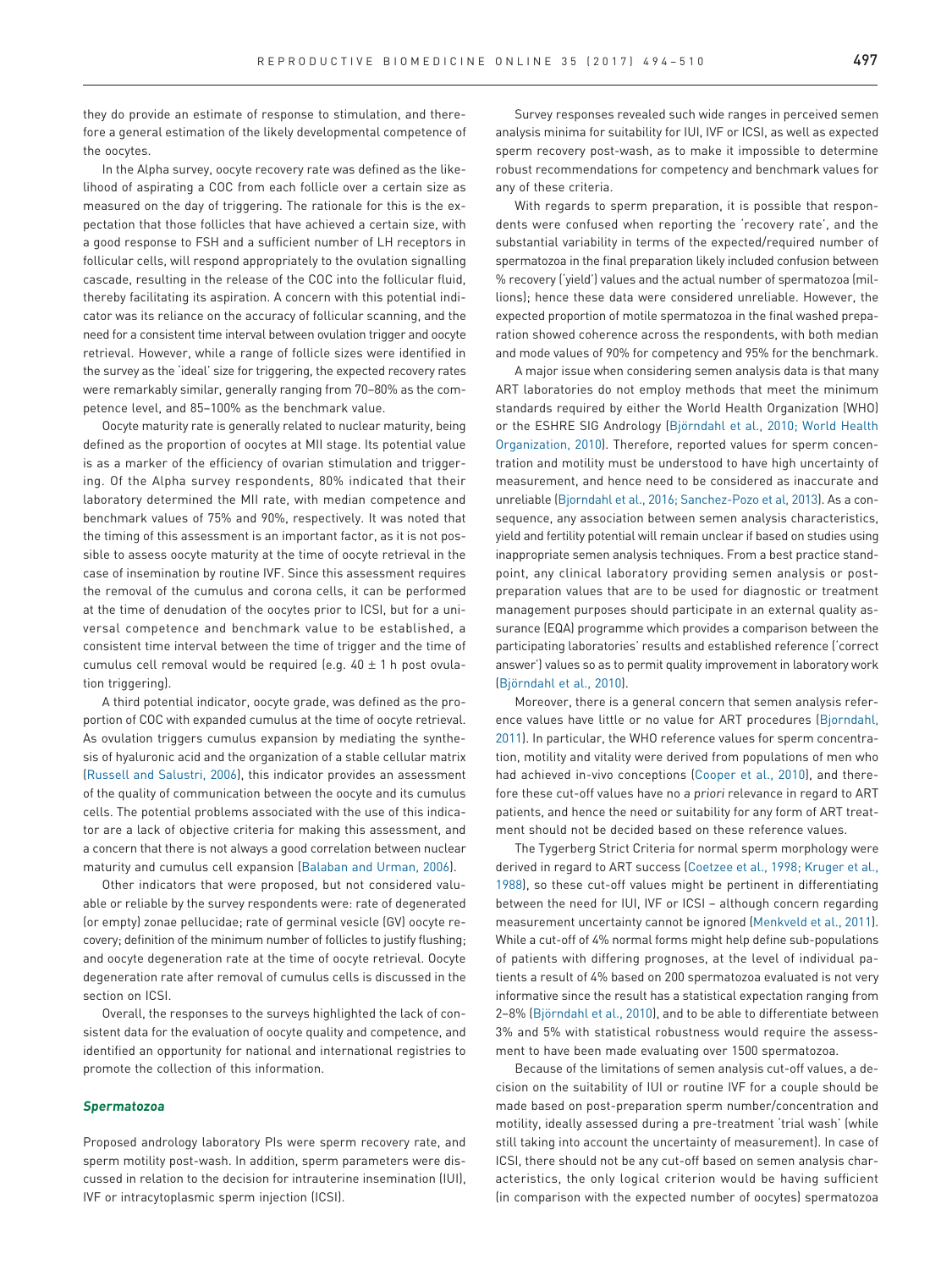they do provide an estimate of response to stimulation, and therefore a general estimation of the likely developmental competence of the oocytes.

In the Alpha survey, oocyte recovery rate was defined as the likelihood of aspirating a COC from each follicle over a certain size as measured on the day of triggering. The rationale for this is the expectation that those follicles that have achieved a certain size, with a good response to FSH and a sufficient number of LH receptors in follicular cells, will respond appropriately to the ovulation signalling cascade, resulting in the release of the COC into the follicular fluid, thereby facilitating its aspiration. A concern with this potential indicator was its reliance on the accuracy of follicular scanning, and the need for a consistent time interval between ovulation trigger and oocyte retrieval. However, while a range of follicle sizes were identified in the survey as the 'ideal' size for triggering, the expected recovery rates were remarkably similar, generally ranging from 70–80% as the competence level, and 85–100% as the benchmark value.

Oocyte maturity rate is generally related to nuclear maturity, being defined as the proportion of oocytes at MII stage. Its potential value is as a marker of the efficiency of ovarian stimulation and triggering. Of the Alpha survey respondents, 80% indicated that their laboratory determined the MII rate, with median competence and benchmark values of 75% and 90%, respectively. It was noted that the timing of this assessment is an important factor, as it is not possible to assess oocyte maturity at the time of oocyte retrieval in the case of insemination by routine IVF. Since this assessment requires the removal of the cumulus and corona cells, it can be performed at the time of denudation of the oocytes prior to ICSI, but for a universal competence and benchmark value to be established, a consistent time interval between the time of trigger and the time of cumulus cell removal would be required (e.g. $40 \pm 1$ h post ovulation triggering).

A third potential indicator, oocyte grade, was defined as the proportion of COC with expanded cumulus at the time of oocyte retrieval. As ovulation triggers cumulus expansion by mediating the synthesis of hyaluronic acid and the organization of a stable cellular matrix (Russell and Salustri, 2006), this indicator provides an assessment of the quality of communication between the oocyte and its cumulus cells. The potential problems associated with the use of this indicator are a lack of objective criteria for making this assessment, and a concern that there is not always a good correlation between nuclear maturity and cumulus cell expansion (Balaban and Urman, 2006).

Other indicators that were proposed, but not considered valuable or reliable by the survey respondents were: rate of degenerated (or empty) zonae pellucidae; rate of germinal vesicle (GV) oocyte recovery; definition of the minimum number of follicles to justify flushing; and oocyte degeneration rate at the time of oocyte retrieval. Oocyte degeneration rate after removal of cumulus cells is discussed in the section on ICSI.

Overall, the responses to the surveys highlighted the lack of consistent data for the evaluation of oocyte quality and competence, and identified an opportunity for national and international registries to promote the collection of this information.

### *Spermatozoa*

Proposed andrology laboratory PIs were sperm recovery rate, and sperm motility post-wash. In addition, sperm parameters were discussed in relation to the decision for intrauterine insemination (IUI), IVF or intracytoplasmic sperm injection (ICSI).

Survey responses revealed such wide ranges in perceived semen analysis minima for suitability for IUI, IVF or ICSI, as well as expected sperm recovery post-wash, as to make it impossible to determine robust recommendations for competency and benchmark values for any of these criteria.

With regards to sperm preparation, it is possible that respondents were confused when reporting the 'recovery rate', and the substantial variability in terms of the expected/required number of spermatozoa in the final preparation likely included confusion between % recovery ('yield') values and the actual number of spermatozoa (millions); hence these data were considered unreliable. However, the expected proportion of motile spermatozoa in the final washed preparation showed coherence across the respondents, with both median and mode values of 90% for competency and 95% for the benchmark.

A major issue when considering semen analysis data is that many ART laboratories do not employ methods that meet the minimum standards required by either the World Health Organization (WHO) or the ESHRE SIG Andrology (Björndahl et al., 2010; World Health Organization, 2010). Therefore, reported values for sperm concentration and motility must be understood to have high uncertainty of measurement, and hence need to be considered as inaccurate and unreliable (Bjorndahl et al., 2016; Sanchez-Pozo et al, 2013). As a consequence, any association between semen analysis characteristics, yield and fertility potential will remain unclear if based on studies using inappropriate semen analysis techniques. From a best practice standpoint, any clinical laboratory providing semen analysis or post-preparation values that are to be used for diagnostic or treatment management purposes should participate in an external quality assurance (EQA) programme which provides a comparison between the participating laboratories' results and established reference ('correct answer') values so as to permit quality improvement in laboratory work (Björndahl et al., 2010).

Moreover, there is a general concern that semen analysis reference values have little or no value for ART procedures (Bjorndahl, 2011). In particular, the WHO reference values for sperm concentration, motility and vitality were derived from populations of men who had achieved in-vivo conceptions (Cooper et al., 2010), and therefore these cut-off values have no *a priori* relevance in regard to ART patients, and hence the need or suitability for any form of ART treatment should not be decided based on these reference values.

The Tygerberg Strict Criteria for normal sperm morphology were derived in regard to ART success (Coetzee et al., 1998; Kruger et al., 1988), so these cut-off values might be pertinent in differentiating between the need for IUI, IVF or ICSI – although concern regarding measurement uncertainty cannot be ignored (Menkveld et al., 2011). While a cut-off of 4% normal forms might help define sub-populations of patients with differing prognoses, at the level of individual patients a result of 4% based on 200 spermatozoa evaluated is not very informative since the result has a statistical expectation ranging from 2–8% (Björndahl et al., 2010), and to be able to differentiate between 3% and 5% with statistical robustness would require the assessment to have been made evaluating over 1500 spermatozoa.

Because of the limitations of semen analysis cut-off values, a decision on the suitability of IUI or routine IVF for a couple should be made based on post-preparation sperm number/concentration and motility, ideally assessed during a pre-treatment 'trial wash' (while still taking into account the uncertainty of measurement). In case of ICSI, there should not be any cut-off based on semen analysis characteristics, the only logical criterion would be having sufficient (in comparison with the expected number of oocytes) spermatozoa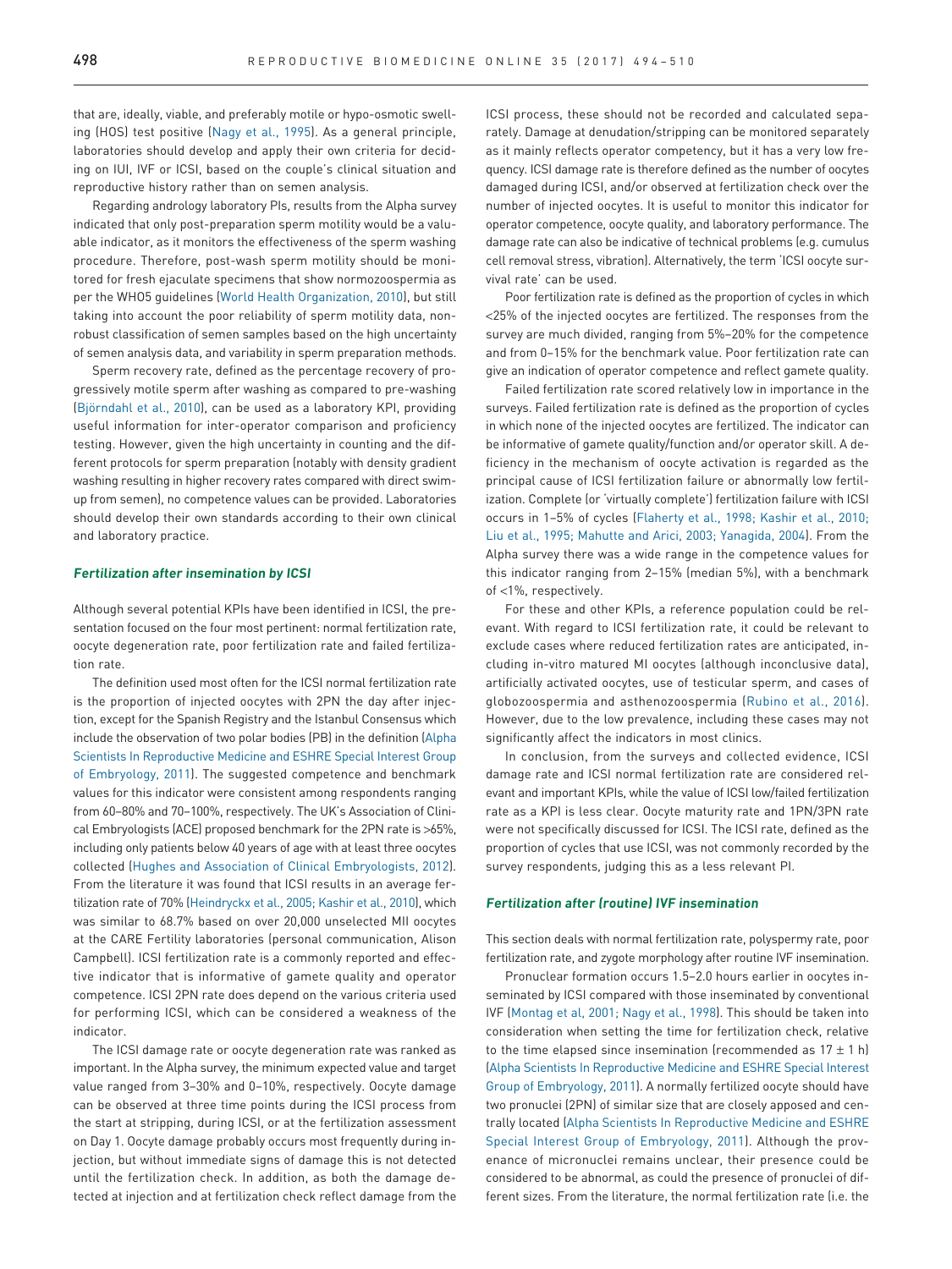that are, ideally, viable, and preferably motile or hypo-osmotic swelling (HOS) test positive (Nagy et al., 1995). As a general principle, laboratories should develop and apply their own criteria for deciding on IUI, IVF or ICSI, based on the couple's clinical situation and reproductive history rather than on semen analysis.

Regarding andrology laboratory PIs, results from the Alpha survey indicated that only post-preparation sperm motility would be a valuable indicator, as it monitors the effectiveness of the sperm washing procedure. Therefore, post-wash sperm motility should be monitored for fresh ejaculate specimens that show normozoospermia as per the WHO5 guidelines (World Health Organization, 2010), but still taking into account the poor reliability of sperm motility data, non-robust classification of semen samples based on the high uncertainty of semen analysis data, and variability in sperm preparation methods.

Sperm recovery rate, defined as the percentage recovery of progressively motile sperm after washing as compared to pre-washing (Björndahl et al., 2010), can be used as a laboratory KPI, providing useful information for inter-operator comparison and proficiency testing. However, given the high uncertainty in counting and the different protocols for sperm preparation (notably with density gradient washing resulting in higher recovery rates compared with direct swim-up from semen), no competence values can be provided. Laboratories should develop their own standards according to their own clinical and laboratory practice.

### *Fertilization after insemination by ICSI*

Although several potential KPIs have been identified in ICSI, the presentation focused on the four most pertinent: normal fertilization rate, oocyte degeneration rate, poor fertilization rate and failed fertilization rate.

The definition used most often for the ICSI normal fertilization rate is the proportion of injected oocytes with 2PN the day after injection, except for the Spanish Registry and the Istanbul Consensus which include the observation of two polar bodies (PB) in the definition (Alpha Scientists In Reproductive Medicine and ESHRE Special Interest Group of Embryology, 2011). The suggested competence and benchmark values for this indicator were consistent among respondents ranging from 60–80% and 70–100%, respectively. The UK's Association of Clinical Embryologists (ACE) proposed benchmark for the 2PN rate is >65%, including only patients below 40 years of age with at least three oocytes collected (Hughes and Association of Clinical Embryologists, 2012). From the literature it was found that ICSI results in an average fertilization rate of 70% (Heindryckx et al., 2005; Kashir et al., 2010), which was similar to 68.7% based on over 20,000 unselected MII oocytes at the CARE Fertility laboratories (personal communication, Alison Campbell). ICSI fertilization rate is a commonly reported and effective indicator that is informative of gamete quality and operator competence. ICSI 2PN rate does depend on the various criteria used for performing ICSI, which can be considered a weakness of the indicator.

The ICSI damage rate or oocyte degeneration rate was ranked as important. In the Alpha survey, the minimum expected value and target value ranged from 3–30% and 0–10%, respectively. Oocyte damage can be observed at three time points during the ICSI process from the start at stripping, during ICSI, or at the fertilization assessment on Day 1. Oocyte damage probably occurs most frequently during injection, but without immediate signs of damage this is not detected until the fertilization check. In addition, as both the damage detected at injection and at fertilization check reflect damage from the ICSI process, these should not be recorded and calculated separately. Damage at denudation/stripping can be monitored separately as it mainly reflects operator competency, but it has a very low frequency. ICSI damage rate is therefore defined as the number of oocytes damaged during ICSI, and/or observed at fertilization check over the number of injected oocytes. It is useful to monitor this indicator for operator competence, oocyte quality, and laboratory performance. The damage rate can also be indicative of technical problems (e.g. cumulus cell removal stress, vibration). Alternatively, the term 'ICSI oocyte survival rate' can be used.

Poor fertilization rate is defined as the proportion of cycles in which <25% of the injected oocytes are fertilized. The responses from the survey are much divided, ranging from 5%–20% for the competence and from 0–15% for the benchmark value. Poor fertilization rate can give an indication of operator competence and reflect gamete quality.

Failed fertilization rate scored relatively low in importance in the surveys. Failed fertilization rate is defined as the proportion of cycles in which none of the injected oocytes are fertilized. The indicator can be informative of gamete quality/function and/or operator skill. A deficiency in the mechanism of oocyte activation is regarded as the principal cause of ICSI fertilization failure or abnormally low fertilization. Complete (or 'virtually complete') fertilization failure with ICSI occurs in 1–5% of cycles (Flaherty et al., 1998; Kashir et al., 2010; Liu et al., 1995; Mahutte and Arici, 2003; Yanagida, 2004). From the Alpha survey there was a wide range in the competence values for this indicator ranging from 2–15% (median 5%), with a benchmark of <1%, respectively.

For these and other KPIs, a reference population could be relevant. With regard to ICSI fertilization rate, it could be relevant to exclude cases where reduced fertilization rates are anticipated, including in-vitro matured MI oocytes (although inconclusive data), artificially activated oocytes, use of testicular sperm, and cases of globozoospermia and asthenozoospermia (Rubino et al., 2016). However, due to the low prevalence, including these cases may not significantly affect the indicators in most clinics.

In conclusion, from the surveys and collected evidence, ICSI damage rate and ICSI normal fertilization rate are considered relevant and important KPIs, while the value of ICSI low/failed fertilization rate as a KPI is less clear. Oocyte maturity rate and 1PN/3PN rate were not specifically discussed for ICSI. The ICSI rate, defined as the proportion of cycles that use ICSI, was not commonly recorded by the survey respondents, judging this as a less relevant PI.

### *Fertilization after (routine) IVF insemination*

This section deals with normal fertilization rate, polyspermy rate, poor fertilization rate, and zygote morphology after routine IVF insemination.

Pronuclear formation occurs 1.5–2.0 hours earlier in oocytes inseminated by ICSI compared with those inseminated by conventional IVF (Montag et al, 2001; Nagy et al., 1998). This should be taken into consideration when setting the time for fertilization check, relative to the time elapsed since insemination (recommended as $17 \pm 1$ h) (Alpha Scientists In Reproductive Medicine and ESHRE Special Interest Group of Embryology, 2011). A normally fertilized oocyte should have two pronuclei (2PN) of similar size that are closely apposed and centrally located (Alpha Scientists In Reproductive Medicine and ESHRE Special Interest Group of Embryology, 2011). Although the provenance of micronuclei remains unclear, their presence could be considered to be abnormal, as could the presence of pronuclei of different sizes. From the literature, the normal fertilization rate (i.e. the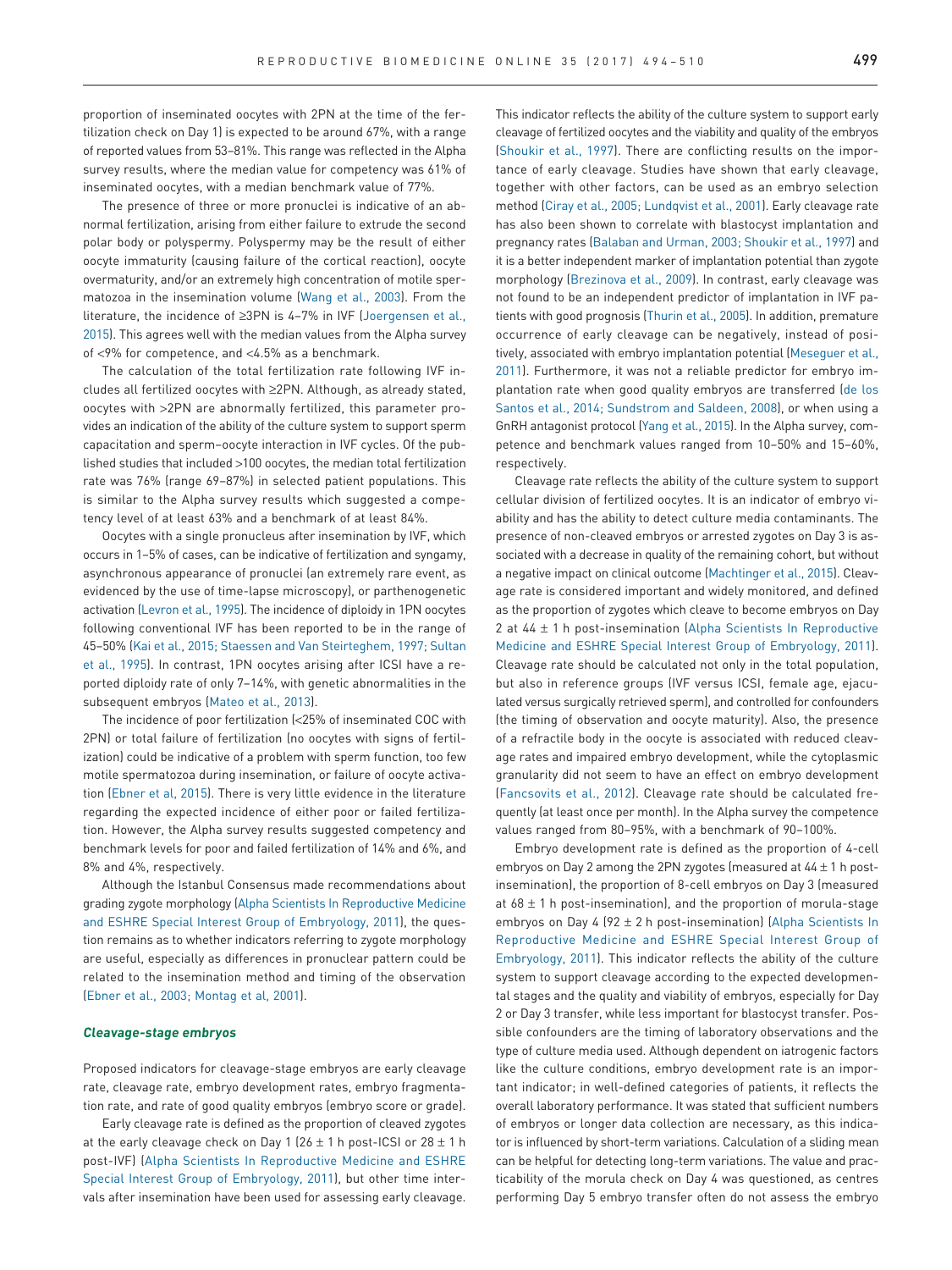proportion of inseminated oocytes with 2PN at the time of the fertilization check on Day 1) is expected to be around 67%, with a range of reported values from 53–81%. This range was reflected in the Alpha survey results, where the median value for competency was 61% of inseminated oocytes, with a median benchmark value of 77%.

The presence of three or more pronuclei is indicative of an abnormal fertilization, arising from either failure to extrude the second polar body or polyspermy. Polyspermy may be the result of either oocyte immaturity (causing failure of the cortical reaction), oocyte overmaturity, and/or an extremely high concentration of motile spermatozoa in the insemination volume (Wang et al., 2003). From the literature, the incidence of ≥3PN is 4–7% in IVF (Joergensen et al., 2015). This agrees well with the median values from the Alpha survey of <9% for competence, and <4.5% as a benchmark.

The calculation of the total fertilization rate following IVF includes all fertilized oocytes with ≥2PN. Although, as already stated, oocytes with >2PN are abnormally fertilized, this parameter provides an indication of the ability of the culture system to support sperm capacitation and sperm–oocyte interaction in IVF cycles. Of the published studies that included >100 oocytes, the median total fertilization rate was 76% (range 69–87%) in selected patient populations. This is similar to the Alpha survey results which suggested a competency level of at least 63% and a benchmark of at least 84%.

Oocytes with a single pronucleus after insemination by IVF, which occurs in 1–5% of cases, can be indicative of fertilization and syngamy, asynchronous appearance of pronuclei (an extremely rare event, as evidenced by the use of time-lapse microscopy), or parthenogenetic activation (Levron et al., 1995). The incidence of diploidy in 1PN oocytes following conventional IVF has been reported to be in the range of 45–50% (Kai et al., 2015; Staessen and Van Steirteghem, 1997; Sultan et al., 1995). In contrast, 1PN oocytes arising after ICSI have a reported diploidy rate of only 7–14%, with genetic abnormalities in the subsequent embryos (Mateo et al., 2013).

The incidence of poor fertilization (<25% of inseminated COC with 2PN) or total failure of fertilization (no oocytes with signs of fertilization) could be indicative of a problem with sperm function, too few motile spermatozoa during insemination, or failure of oocyte activation (Ebner et al, 2015). There is very little evidence in the literature regarding the expected incidence of either poor or failed fertilization. However, the Alpha survey results suggested competency and benchmark levels for poor and failed fertilization of 14% and 6%, and 8% and 4%, respectively.

Although the Istanbul Consensus made recommendations about grading zygote morphology (Alpha Scientists In Reproductive Medicine and ESHRE Special Interest Group of Embryology, 2011), the question remains as to whether indicators referring to zygote morphology are useful, especially as differences in pronuclear pattern could be related to the insemination method and timing of the observation (Ebner et al., 2003; Montag et al, 2001).

### *Cleavage-stage embryos*

Proposed indicators for cleavage-stage embryos are early cleavage rate, cleavage rate, embryo development rates, embryo fragmentation rate, and rate of good quality embryos (embryo score or grade).

Early cleavage rate is defined as the proportion of cleaved zygotes at the early cleavage check on Day 1 (26 ± 1 h post-ICSI or 28 ± 1 h post-IVF) (Alpha Scientists In Reproductive Medicine and ESHRE Special Interest Group of Embryology, 2011), but other time intervals after insemination have been used for assessing early cleavage. This indicator reflects the ability of the culture system to support early cleavage of fertilized oocytes and the viability and quality of the embryos (Shoukir et al., 1997). There are conflicting results on the importance of early cleavage. Studies have shown that early cleavage, together with other factors, can be used as an embryo selection method (Ciray et al., 2005; Lundqvist et al., 2001). Early cleavage rate has also been shown to correlate with blastocyst implantation and pregnancy rates (Balaban and Urman, 2003; Shoukir et al., 1997) and it is a better independent marker of implantation potential than zygote morphology (Brezinova et al., 2009). In contrast, early cleavage was not found to be an independent predictor of implantation in IVF patients with good prognosis (Thurin et al., 2005). In addition, premature occurrence of early cleavage can be negatively, instead of positively, associated with embryo implantation potential (Meseguer et al., 2011). Furthermore, it was not a reliable predictor for embryo implantation rate when good quality embryos are transferred (de los Santos et al., 2014; Sundstrom and Saldeen, 2008), or when using a GnRH antagonist protocol (Yang et al., 2015). In the Alpha survey, competence and benchmark values ranged from 10–50% and 15–60%, respectively.

Cleavage rate reflects the ability of the culture system to support cellular division of fertilized oocytes. It is an indicator of embryo viability and has the ability to detect culture media contaminants. The presence of non-cleaved embryos or arrested zygotes on Day 3 is associated with a decrease in quality of the remaining cohort, but without a negative impact on clinical outcome (Machtinger et al., 2015). Cleavage rate is considered important and widely monitored, and defined as the proportion of zygotes which cleave to become embryos on Day 2 at 44 ± 1 h post-insemination (Alpha Scientists In Reproductive Medicine and ESHRE Special Interest Group of Embryology, 2011). Cleavage rate should be calculated not only in the total population, but also in reference groups (IVF versus ICSI, female age, ejaculated versus surgically retrieved sperm), and controlled for confounders (the timing of observation and oocyte maturity). Also, the presence of a refractile body in the oocyte is associated with reduced cleavage rates and impaired embryo development, while the cytoplasmic granularity did not seem to have an effect on embryo development (Fancsovits et al., 2012). Cleavage rate should be calculated frequently (at least once per month). In the Alpha survey the competence values ranged from 80–95%, with a benchmark of 90–100%.

Embryo development rate is defined as the proportion of 4-cell embryos on Day 2 among the 2PN zygotes (measured at 44 ± 1 h post-insemination), the proportion of 8-cell embryos on Day 3 (measured at 68 ± 1 h post-insemination), and the proportion of morula-stage embryos on Day 4 (92 ± 2 h post-insemination) (Alpha Scientists In Reproductive Medicine and ESHRE Special Interest Group of Embryology, 2011). This indicator reflects the ability of the culture system to support cleavage according to the expected developmental stages and the quality and viability of embryos, especially for Day 2 or Day 3 transfer, while less important for blastocyst transfer. Possible confounders are the timing of laboratory observations and the type of culture media used. Although dependent on iatrogenic factors like the culture conditions, embryo development rate is an important indicator; in well-defined categories of patients, it reflects the overall laboratory performance. It was stated that sufficient numbers of embryos or longer data collection are necessary, as this indicator is influenced by short-term variations. Calculation of a sliding mean can be helpful for detecting long-term variations. The value and practicability of the morula check on Day 4 was questioned, as centres performing Day 5 embryo transfer often do not assess the embryo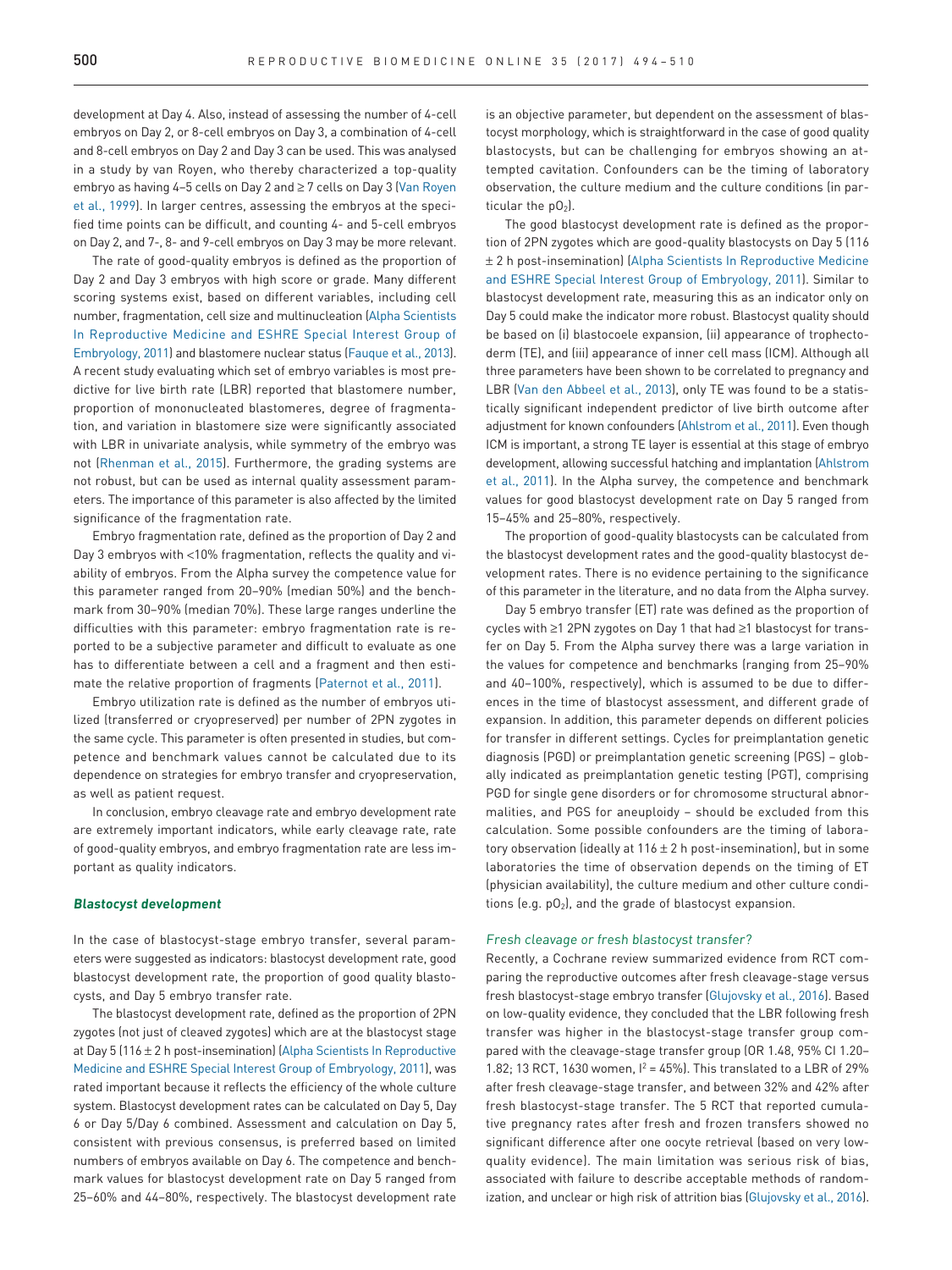development at Day 4. Also, instead of assessing the number of 4-cell embryos on Day 2, or 8-cell embryos on Day 3, a combination of 4-cell and 8-cell embryos on Day 2 and Day 3 can be used. This was analysed in a study by van Royen, who thereby characterized a top-quality embryo as having 4–5 cells on Day 2 and ≥ 7 cells on Day 3 (Van Royen et al., 1999). In larger centres, assessing the embryos at the specified time points can be difficult, and counting 4- and 5-cell embryos on Day 2, and 7-, 8- and 9-cell embryos on Day 3 may be more relevant.

The rate of good-quality embryos is defined as the proportion of Day 2 and Day 3 embryos with high score or grade. Many different scoring systems exist, based on different variables, including cell number, fragmentation, cell size and multinucleation (Alpha Scientists In Reproductive Medicine and ESHRE Special Interest Group of Embryology, 2011) and blastomere nuclear status (Fauque et al., 2013). A recent study evaluating which set of embryo variables is most predictive for live birth rate (LBR) reported that blastomere number, proportion of mononucleated blastomeres, degree of fragmentation, and variation in blastomere size were significantly associated with LBR in univariate analysis, while symmetry of the embryo was not (Rhenman et al., 2015). Furthermore, the grading systems are not robust, but can be used as internal quality assessment parameters. The importance of this parameter is also affected by the limited significance of the fragmentation rate.

Embryo fragmentation rate, defined as the proportion of Day 2 and Day 3 embryos with <10% fragmentation, reflects the quality and viability of embryos. From the Alpha survey the competence value for this parameter ranged from 20–90% (median 50%) and the benchmark from 30–90% (median 70%). These large ranges underline the difficulties with this parameter: embryo fragmentation rate is reported to be a subjective parameter and difficult to evaluate as one has to differentiate between a cell and a fragment and then estimate the relative proportion of fragments (Paternot et al., 2011).

Embryo utilization rate is defined as the number of embryos utilized (transferred or cryopreserved) per number of 2PN zygotes in the same cycle. This parameter is often presented in studies, but competence and benchmark values cannot be calculated due to its dependence on strategies for embryo transfer and cryopreservation, as well as patient request.

In conclusion, embryo cleavage rate and embryo development rate are extremely important indicators, while early cleavage rate, rate of good-quality embryos, and embryo fragmentation rate are less important as quality indicators.

#### Blastocyst development

In the case of blastocyst-stage embryo transfer, several parameters were suggested as indicators: blastocyst development rate, good blastocyst development rate, the proportion of good quality blastocysts, and Day 5 embryo transfer rate.

The blastocyst development rate, defined as the proportion of 2PN zygotes (not just of cleaved zygotes) which are at the blastocyst stage at Day 5 (116 ± 2 h post-insemination) (Alpha Scientists In Reproductive Medicine and ESHRE Special Interest Group of Embryology, 2011), was rated important because it reflects the efficiency of the whole culture system. Blastocyst development rates can be calculated on Day 5, Day 6 or Day 5/Day 6 combined. Assessment and calculation on Day 5, consistent with previous consensus, is preferred based on limited numbers of embryos available on Day 6. The competence and benchmark values for blastocyst development rate on Day 5 ranged from 25–60% and 44–80%, respectively. The blastocyst development rate is an objective parameter, but dependent on the assessment of blastocyst morphology, which is straightforward in the case of good quality blastocysts, but can be challenging for embryos showing an attempted cavitation. Confounders can be the timing of laboratory observation, the culture medium and the culture conditions (in particular the $pO_2$).

The good blastocyst development rate is defined as the proportion of 2PN zygotes which are good-quality blastocysts on Day 5 (116 ± 2 h post-insemination) (Alpha Scientists In Reproductive Medicine and ESHRE Special Interest Group of Embryology, 2011). Similar to blastocyst development rate, measuring this as an indicator only on Day 5 could make the indicator more robust. Blastocyst quality should be based on (i) blastocoele expansion, (ii) appearance of trophectoderm (TE), and (iii) appearance of inner cell mass (ICM). Although all three parameters have been shown to be correlated to pregnancy and LBR (Van den Abbeel et al., 2013), only TE was found to be a statistically significant independent predictor of live birth outcome after adjustment for known confounders (Ahlstrom et al., 2011). Even though ICM is important, a strong TE layer is essential at this stage of embryo development, allowing successful hatching and implantation (Ahlstrom et al., 2011). In the Alpha survey, the competence and benchmark values for good blastocyst development rate on Day 5 ranged from 15–45% and 25–80%, respectively.

The proportion of good-quality blastocysts can be calculated from the blastocyst development rates and the good-quality blastocyst development rates. There is no evidence pertaining to the significance of this parameter in the literature, and no data from the Alpha survey.

Day 5 embryo transfer (ET) rate was defined as the proportion of cycles with ≥1 2PN zygotes on Day 1 that had ≥1 blastocyst for transfer on Day 5. From the Alpha survey there was a large variation in the values for competence and benchmarks (ranging from 25–90% and 40–100%, respectively), which is assumed to be due to differences in the time of blastocyst assessment, and different grade of expansion. In addition, this parameter depends on different policies for transfer in different settings. Cycles for preimplantation genetic diagnosis (PGD) or preimplantation genetic screening (PGS) – globally indicated as preimplantation genetic testing (PGT), comprising PGD for single gene disorders or for chromosome structural abnormalities, and PGS for aneuploidy – should be excluded from this calculation. Some possible confounders are the timing of laboratory observation (ideally at 116 ± 2 h post-insemination), but in some laboratories the time of observation depends on the timing of ET (physician availability), the culture medium and other culture conditions (e.g. $pO_2$), and the grade of blastocyst expansion.

#### *Fresh cleavage or fresh blastocyst transfer?*

Recently, a Cochrane review summarized evidence from RCT comparing the reproductive outcomes after fresh cleavage-stage versus fresh blastocyst-stage embryo transfer (Glujovsky et al., 2016). Based on low-quality evidence, they concluded that the LBR following fresh transfer was higher in the blastocyst-stage transfer group compared with the cleavage-stage transfer group (OR 1.48, 95% CI 1.20–1.82; 13 RCT, 1630 women, $I^2$ = 45%). This translated to a LBR of 29% after fresh cleavage-stage transfer, and between 32% and 42% after fresh blastocyst-stage transfer. The 5 RCT that reported cumulative pregnancy rates after fresh and frozen transfers showed no significant difference after one oocyte retrieval (based on very low-quality evidence). The main limitation was serious risk of bias, associated with failure to describe acceptable methods of randomization, and unclear or high risk of attrition bias (Glujovsky et al., 2016).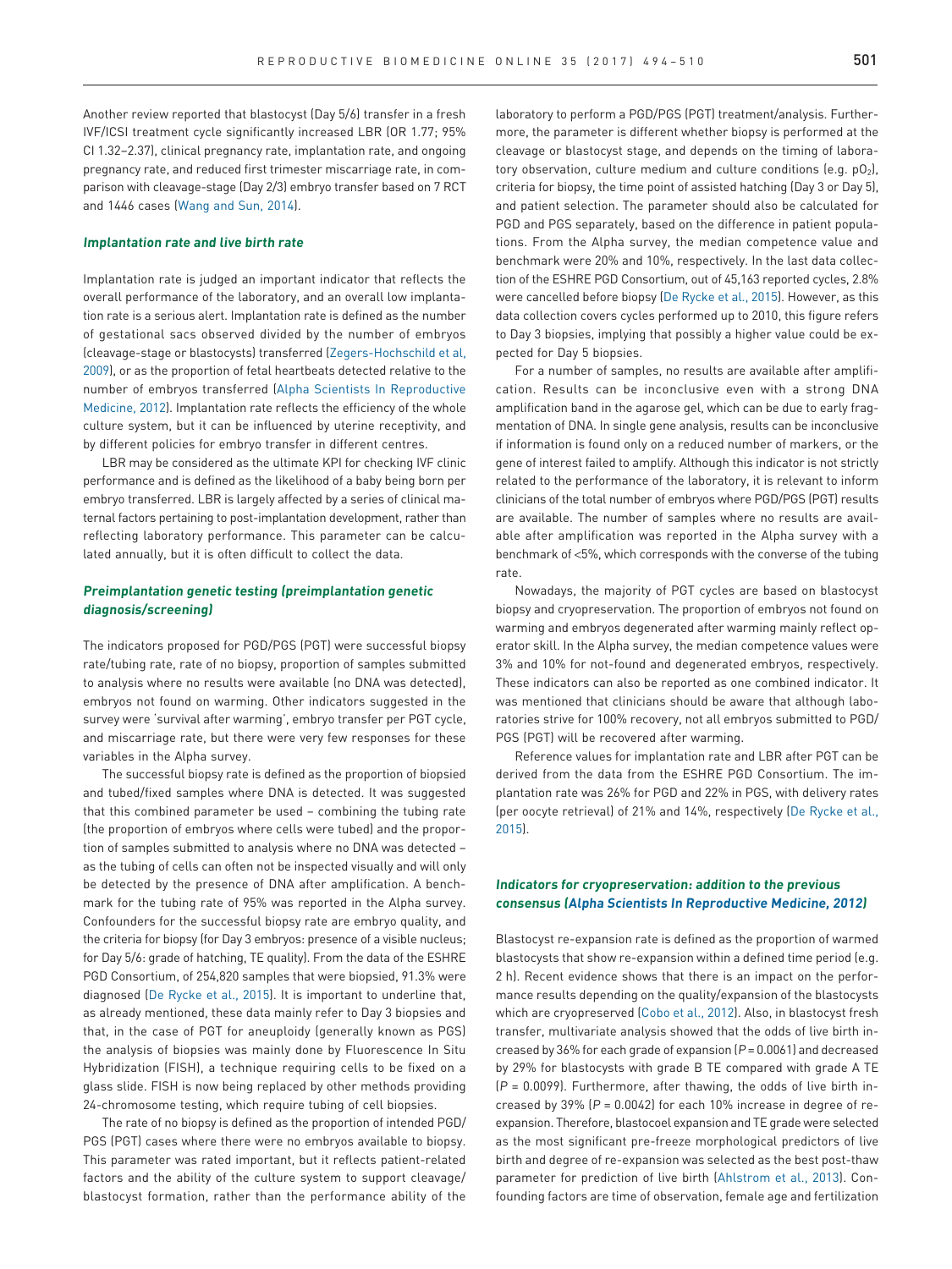Another review reported that blastocyst (Day 5/6) transfer in a fresh IVF/ICSI treatment cycle significantly increased LBR (OR 1.77; 95% CI 1.32–2.37), clinical pregnancy rate, implantation rate, and ongoing pregnancy rate, and reduced first trimester miscarriage rate, in comparison with cleavage-stage (Day 2/3) embryo transfer based on 7 RCT and 1446 cases (Wang and Sun, 2014).

#### *Implantation rate and live birth rate*

Implantation rate is judged an important indicator that reflects the overall performance of the laboratory, and an overall low implantation rate is a serious alert. Implantation rate is defined as the number of gestational sacs observed divided by the number of embryos (cleavage-stage or blastocysts) transferred (Zegers-Hochschild et al, 2009), or as the proportion of fetal heartbeats detected relative to the number of embryos transferred (Alpha Scientists In Reproductive Medicine, 2012). Implantation rate reflects the efficiency of the whole culture system, but it can be influenced by uterine receptivity, and by different policies for embryo transfer in different centres.

LBR may be considered as the ultimate KPI for checking IVF clinic performance and is defined as the likelihood of a baby being born per embryo transferred. LBR is largely affected by a series of clinical maternal factors pertaining to post-implantation development, rather than reflecting laboratory performance. This parameter can be calculated annually, but it is often difficult to collect the data.

#### *Preimplantation genetic testing (preimplantation genetic diagnosis/screening)*

The indicators proposed for PGD/PGS (PGT) were successful biopsy rate/tubing rate, rate of no biopsy, proportion of samples submitted to analysis where no results were available (no DNA was detected), embryos not found on warming. Other indicators suggested in the survey were 'survival after warming', embryo transfer per PGT cycle, and miscarriage rate, but there were very few responses for these variables in the Alpha survey.

The successful biopsy rate is defined as the proportion of biopsied and tubed/fixed samples where DNA is detected. It was suggested that this combined parameter be used – combining the tubing rate (the proportion of embryos where cells were tubed) and the proportion of samples submitted to analysis where no DNA was detected – as the tubing of cells can often not be inspected visually and will only be detected by the presence of DNA after amplification. A benchmark for the tubing rate of 95% was reported in the Alpha survey. Confounders for the successful biopsy rate are embryo quality, and the criteria for biopsy (for Day 3 embryos: presence of a visible nucleus; for Day 5/6: grade of hatching, TE quality). From the data of the ESHRE PGD Consortium, of 254,820 samples that were biopsied, 91.3% were diagnosed (De Rycke et al., 2015). It is important to underline that, as already mentioned, these data mainly refer to Day 3 biopsies and that, in the case of PGT for aneuploidy (generally known as PGS) the analysis of biopsies was mainly done by Fluorescence In Situ Hybridization (FISH), a technique requiring cells to be fixed on a glass slide. FISH is now being replaced by other methods providing 24-chromosome testing, which require tubing of cell biopsies.

The rate of no biopsy is defined as the proportion of intended PGD/PGS (PGT) cases where there were no embryos available to biopsy. This parameter was rated important, but it reflects patient-related factors and the ability of the culture system to support cleavage/blastocyst formation, rather than the performance ability of the laboratory to perform a PGD/PGS (PGT) treatment/analysis. Furthermore, the parameter is different whether biopsy is performed at the cleavage or blastocyst stage, and depends on the timing of laboratory observation, culture medium and culture conditions (e.g. $pO_2$), criteria for biopsy, the time point of assisted hatching (Day 3 or Day 5), and patient selection. The parameter should also be calculated for PGD and PGS separately, based on the difference in patient populations. From the Alpha survey, the median competence value and benchmark were 20% and 10%, respectively. In the last data collection of the ESHRE PGD Consortium, out of 45,163 reported cycles, 2.8% were cancelled before biopsy (De Rycke et al., 2015). However, as this data collection covers cycles performed up to 2010, this figure refers to Day 3 biopsies, implying that possibly a higher value could be expected for Day 5 biopsies.

For a number of samples, no results are available after amplification. Results can be inconclusive even with a strong DNA amplification band in the agarose gel, which can be due to early fragmentation of DNA. In single gene analysis, results can be inconclusive if information is found only on a reduced number of markers, or the gene of interest failed to amplify. Although this indicator is not strictly related to the performance of the laboratory, it is relevant to inform clinicians of the total number of embryos where PGD/PGS (PGT) results are available. The number of samples where no results are available after amplification was reported in the Alpha survey with a benchmark of <5%, which corresponds with the converse of the tubing rate.

Nowadays, the majority of PGT cycles are based on blastocyst biopsy and cryopreservation. The proportion of embryos not found on warming and embryos degenerated after warming mainly reflect operator skill. In the Alpha survey, the median competence values were 3% and 10% for not-found and degenerated embryos, respectively. These indicators can also be reported as one combined indicator. It was mentioned that clinicians should be aware that although laboratories strive for 100% recovery, not all embryos submitted to PGD/PGS (PGT) will be recovered after warming.

Reference values for implantation rate and LBR after PGT can be derived from the data from the ESHRE PGD Consortium. The implantation rate was 26% for PGD and 22% in PGS, with delivery rates (per oocyte retrieval) of 21% and 14%, respectively (De Rycke et al., 2015).

#### *Indicators for cryopreservation: addition to the previous consensus (Alpha Scientists In Reproductive Medicine, 2012)*

Blastocyst re-expansion rate is defined as the proportion of warmed blastocysts that show re-expansion within a defined time period (e.g. 2 h). Recent evidence shows that there is an impact on the performance results depending on the quality/expansion of the blastocysts which are cryopreserved (Cobo et al., 2012). Also, in blastocyst fresh transfer, multivariate analysis showed that the odds of live birth increased by 36% for each grade of expansion ($P = 0.0061$) and decreased by 29% for blastocysts with grade B TE compared with grade A TE ($P = 0.0099$). Furthermore, after thawing, the odds of live birth increased by 39% ($P = 0.0042$) for each 10% increase in degree of re-expansion. Therefore, blastocoel expansion and TE grade were selected as the most significant pre-freeze morphological predictors of live birth and degree of re-expansion was selected as the best post-thaw parameter for prediction of live birth (Ahlstrom et al., 2013). Confounding factors are time of observation, female age and fertilization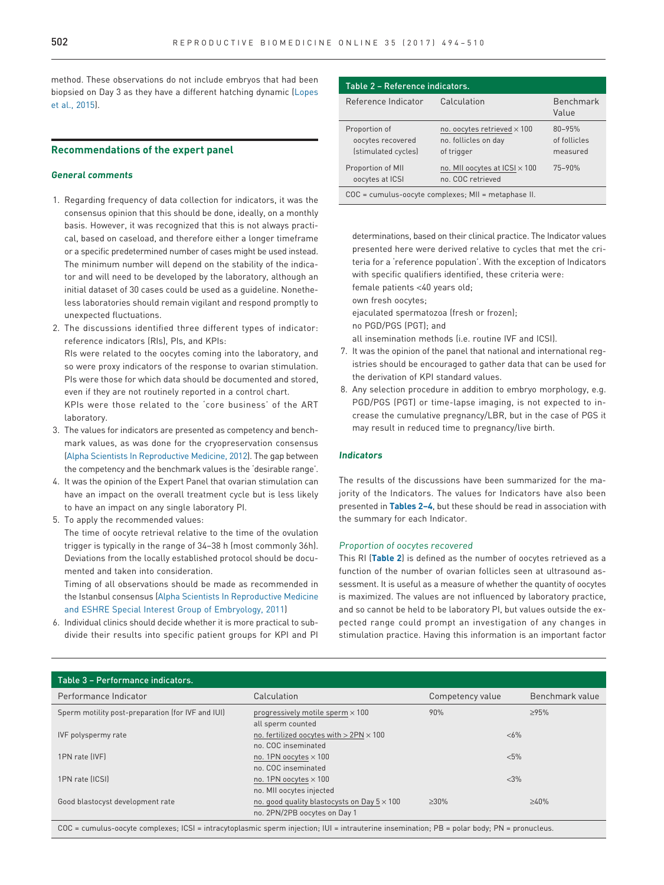method. These observations do not include embryos that had been biopsied on Day 3 as they have a different hatching dynamic (Lopes et al., 2015).

## Recommendations of the expert panel

### *General comments*

1. Regarding frequency of data collection for indicators, it was the consensus opinion that this should be done, ideally, on a monthly basis. However, it was recognized that this is not always practical, based on caseload, and therefore either a longer timeframe or a specific predetermined number of cases might be used instead. The minimum number will depend on the stability of the indicator and will need to be developed by the laboratory, although an initial dataset of 30 cases could be used as a guideline. Nonetheless laboratories should remain vigilant and respond promptly to unexpected fluctuations.
2. The discussions identified three different types of indicator: reference indicators (RIs), PIs, and KPIs:
   RIs were related to the oocytes coming into the laboratory, and so were proxy indicators of the response to ovarian stimulation. PIs were those for which data should be documented and stored, even if they are not routinely reported in a control chart.
   KPIs were those related to the 'core business' of the ART laboratory.
3. The values for indicators are presented as competency and benchmark values, as was done for the cryopreservation consensus (Alpha Scientists In Reproductive Medicine, 2012). The gap between the competency and the benchmark values is the 'desirable range'.
4. It was the opinion of the Expert Panel that ovarian stimulation can have an impact on the overall treatment cycle but is less likely to have an impact on any single laboratory PI.
5. To apply the recommended values:
   The time of oocyte retrieval relative to the time of the ovulation trigger is typically in the range of 34–38 h (most commonly 36h). Deviations from the locally established protocol should be documented and taken into consideration.
   Timing of all observations should be made as recommended in the Istanbul consensus (Alpha Scientists In Reproductive Medicine and ESHRE Special Interest Group of Embryology, 2011)
6. Individual clinics should decide whether it is more practical to subdivide their results into specific patient groups for KPI and PI determinations, based on their clinical practice. The Indicator values presented here were derived relative to cycles that met the criteria for a 'reference population'. With the exception of Indicators with specific qualifiers identified, these criteria were:
   female patients <40 years old;
   own fresh oocytes;
   ejaculated spermatozoa (fresh or frozen);
   no PGD/PGS (PGT); and
   all insemination methods (i.e. routine IVF and ICSI).
7. It was the opinion of the panel that national and international registries should be encouraged to gather data that can be used for the derivation of KPI standard values.
8. Any selection procedure in addition to embryo morphology, e.g. PGD/PGS (PGT) or time-lapse imaging, is not expected to increase the cumulative pregnancy/LBR, but in the case of PGS it may result in reduced time to pregnancy/live birth.

**Table 2 – Reference indicators.**

| Reference Indicator | Calculation | Benchmark Value |
|---|---|---|
| Proportion of oocytes recovered (stimulated cycles) | $\frac{\text{no. oocytes retrieved} \times 100}{\text{no. follicles on day of trigger}}$ | 80–95% of follicles measured |
| Proportion of MII oocytes at ICSI | $\frac{\text{no. MII oocytes at ICSI} \times 100}{\text{no. COC retrieved}}$ | 75–90% |

COC = cumulus-oocyte complexes; MII = metaphase II.

### *Indicators*

The results of the discussions have been summarized for the majority of the Indicators. The values for Indicators have also been presented in **Tables 2–4**, but these should be read in association with the summary for each Indicator.

#### *Proportion of oocytes recovered*

This RI (**Table 2**) is defined as the number of oocytes retrieved as a function of the number of ovarian follicles seen at ultrasound assessment. It is useful as a measure of whether the quantity of oocytes is maximized. The values are not influenced by laboratory practice, and so cannot be held to be laboratory PI, but values outside the expected range could prompt an investigation of any changes in stimulation practice. Having this information is an important factor

**Table 3 – Performance indicators.**

| Performance Indicator | Calculation | Competency value | Benchmark value |
|---|---|---|---|
| Sperm motility post-preparation (for IVF and IUI) | $\frac{\text{progressively motile sperm} \times 100}{\text{all sperm counted}}$ | 90% | ≥95% |
| IVF polyspermy rate | $\frac{\text{no. fertilized oocytes with} > 2\text{PN} \times 100}{\text{no. COC inseminated}}$ | <6% | |
| 1PN rate (IVF) | $\frac{\text{no. 1PN oocytes} \times 100}{\text{no. COC inseminated}}$ | <5% | |
| 1PN rate (ICSI) | $\frac{\text{no. 1PN oocytes} \times 100}{\text{no. MII oocytes injected}}$ | <3% | |
| Good blastocyst development rate | $\frac{\text{no. good quality blastocysts on Day 5} \times 100}{\text{no. 2PN/2PB oocytes on Day 1}}$ | ≥30% | ≥40% |

COC = cumulus-oocyte complexes; ICSI = intracytoplasmic sperm injection; IUI = intrauterine insemination; PB = polar body; PN = pronucleus.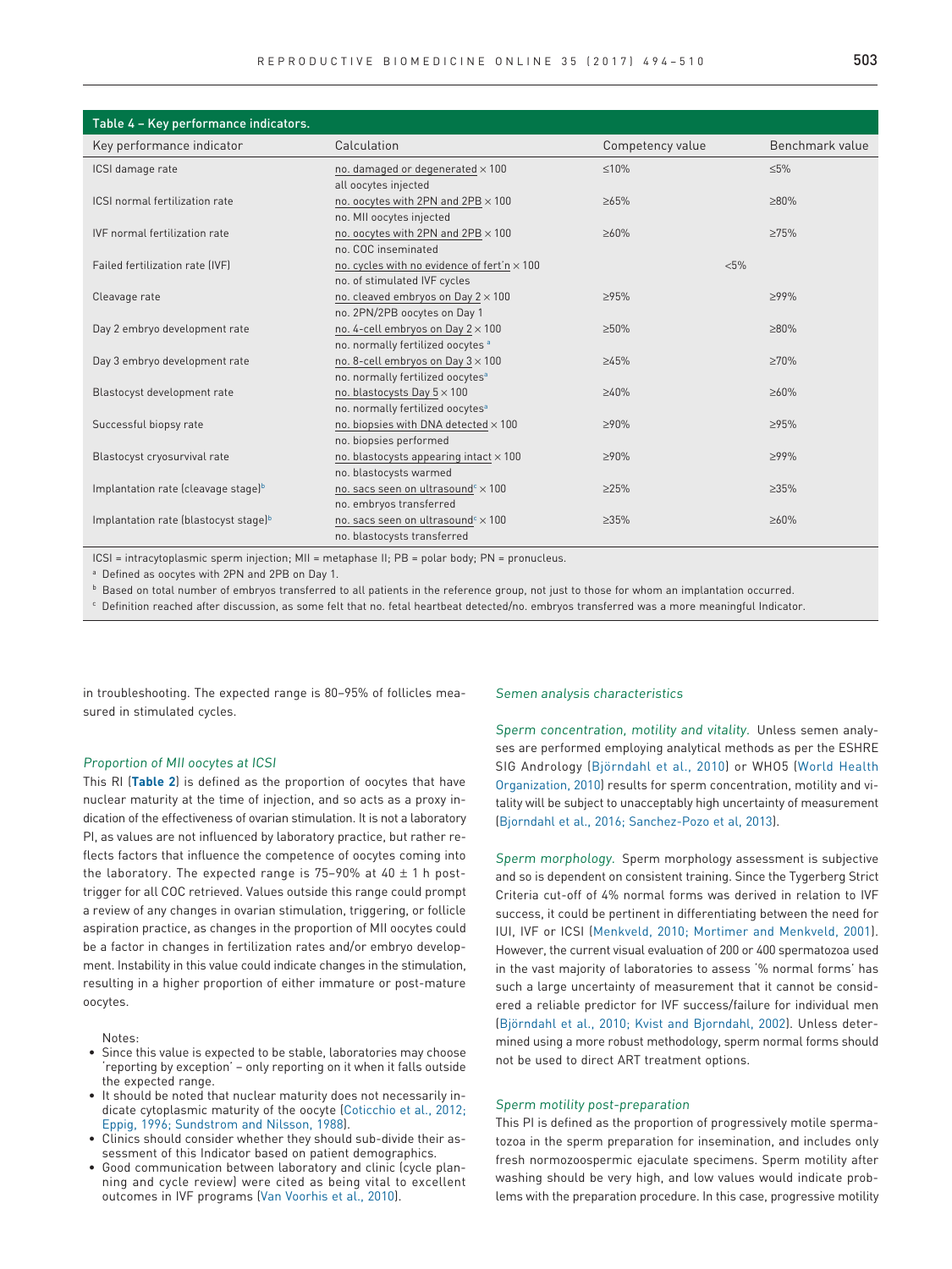**Table 4 – Key performance indicators.**

| Key performance indicator | Calculation | Competency value | Benchmark value |
|---|---|---|---|
| ICSI damage rate | no. damaged or degenerated × 100 / all oocytes injected | ≤10% | ≤5% |
| ICSI normal fertilization rate | no. oocytes with 2PN and 2PB × 100 / no. MII oocytes injected | ≥65% | ≥80% |
| IVF normal fertilization rate | no. oocytes with 2PN and 2PB × 100 / no. COC inseminated | ≥60% | ≥75% |
| Failed fertilization rate (IVF) | no. cycles with no evidence of fert'n × 100 / no. of stimulated IVF cycles | <5% | |
| Cleavage rate | no. cleaved embryos on Day 2 × 100 / no. 2PN/2PB oocytes on Day 1 | ≥95% | ≥99% |
| Day 2 embryo development rate | no. 4-cell embryos on Day 2 × 100 / no. normally fertilized oocytes [a] | ≥50% | ≥80% |
| Day 3 embryo development rate | no. 8-cell embryos on Day 3 × 100 / no. normally fertilized oocytes[a] | ≥45% | ≥70% |
| Blastocyst development rate | no. blastocysts Day 5 × 100 / no. normally fertilized oocytes[a] | ≥40% | ≥60% |
| Successful biopsy rate | no. biopsies with DNA detected × 100 / no. biopsies performed | ≥90% | ≥95% |
| Blastocyst cryosurvival rate | no. blastocysts appearing intact × 100 / no. blastocysts warmed | ≥90% | ≥99% |
| Implantation rate (cleavage stage)[b] | no. sacs seen on ultrasound[c] × 100 / no. embryos transferred | ≥25% | ≥35% |
| Implantation rate (blastocyst stage)[b] | no. sacs seen on ultrasound[c] × 100 / no. blastocysts transferred | ≥35% | ≥60% |

ICSI = intracytoplasmic sperm injection; MII = metaphase II; PB = polar body; PN = pronucleus.

[a] Defined as oocytes with 2PN and 2PB on Day 1.

[b] Based on total number of embryos transferred to all patients in the reference group, not just to those for whom an implantation occurred.

[c] Definition reached after discussion, as some felt that no. fetal heartbeat detected/no. embryos transferred was a more meaningful Indicator.

in troubleshooting. The expected range is 80–95% of follicles measured in stimulated cycles.

### *Proportion of MII oocytes at ICSI*

This RI (**Table 2**) is defined as the proportion of oocytes that have nuclear maturity at the time of injection, and so acts as a proxy indication of the effectiveness of ovarian stimulation. It is not a laboratory PI, as values are not influenced by laboratory practice, but rather reflects factors that influence the competence of oocytes coming into the laboratory. The expected range is 75–90% at 40 ± 1 h post-trigger for all COC retrieved. Values outside this range could prompt a review of any changes in ovarian stimulation, triggering, or follicle aspiration practice, as changes in the proportion of MII oocytes could be a factor in changes in fertilization rates and/or embryo development. Instability in this value could indicate changes in the stimulation, resulting in a higher proportion of either immature or post-mature oocytes.

Notes:

- Since this value is expected to be stable, laboratories may choose 'reporting by exception' – only reporting on it when it falls outside the expected range.
- It should be noted that nuclear maturity does not necessarily indicate cytoplasmic maturity of the oocyte (Coticchio et al., 2012; Eppig, 1996; Sundstrom and Nilsson, 1988).
- Clinics should consider whether they should sub-divide their assessment of this Indicator based on patient demographics.
- Good communication between laboratory and clinic (cycle planning and cycle review) were cited as being vital to excellent outcomes in IVF programs (Van Voorhis et al., 2010).

### *Semen analysis characteristics*

*Sperm concentration, motility and vitality.* Unless semen analyses are performed employing analytical methods as per the ESHRE SIG Andrology (Björndahl et al., 2010) or WHO5 (World Health Organization, 2010) results for sperm concentration, motility and vitality will be subject to unacceptably high uncertainty of measurement (Bjorndahl et al., 2016; Sanchez-Pozo et al, 2013).

*Sperm morphology.* Sperm morphology assessment is subjective and so is dependent on consistent training. Since the Tygerberg Strict Criteria cut-off of 4% normal forms was derived in relation to IVF success, it could be pertinent in differentiating between the need for IUI, IVF or ICSI (Menkveld, 2010; Mortimer and Menkveld, 2001). However, the current visual evaluation of 200 or 400 spermatozoa used in the vast majority of laboratories to assess '% normal forms' has such a large uncertainty of measurement that it cannot be considered a reliable predictor for IVF success/failure for individual men (Björndahl et al., 2010; Kvist and Bjorndahl, 2002). Unless determined using a more robust methodology, sperm normal forms should not be used to direct ART treatment options.

### *Sperm motility post-preparation*

This PI is defined as the proportion of progressively motile spermatozoa in the sperm preparation for insemination, and includes only fresh normozoospermic ejaculate specimens. Sperm motility after washing should be very high, and low values would indicate problems with the preparation procedure. In this case, progressive motility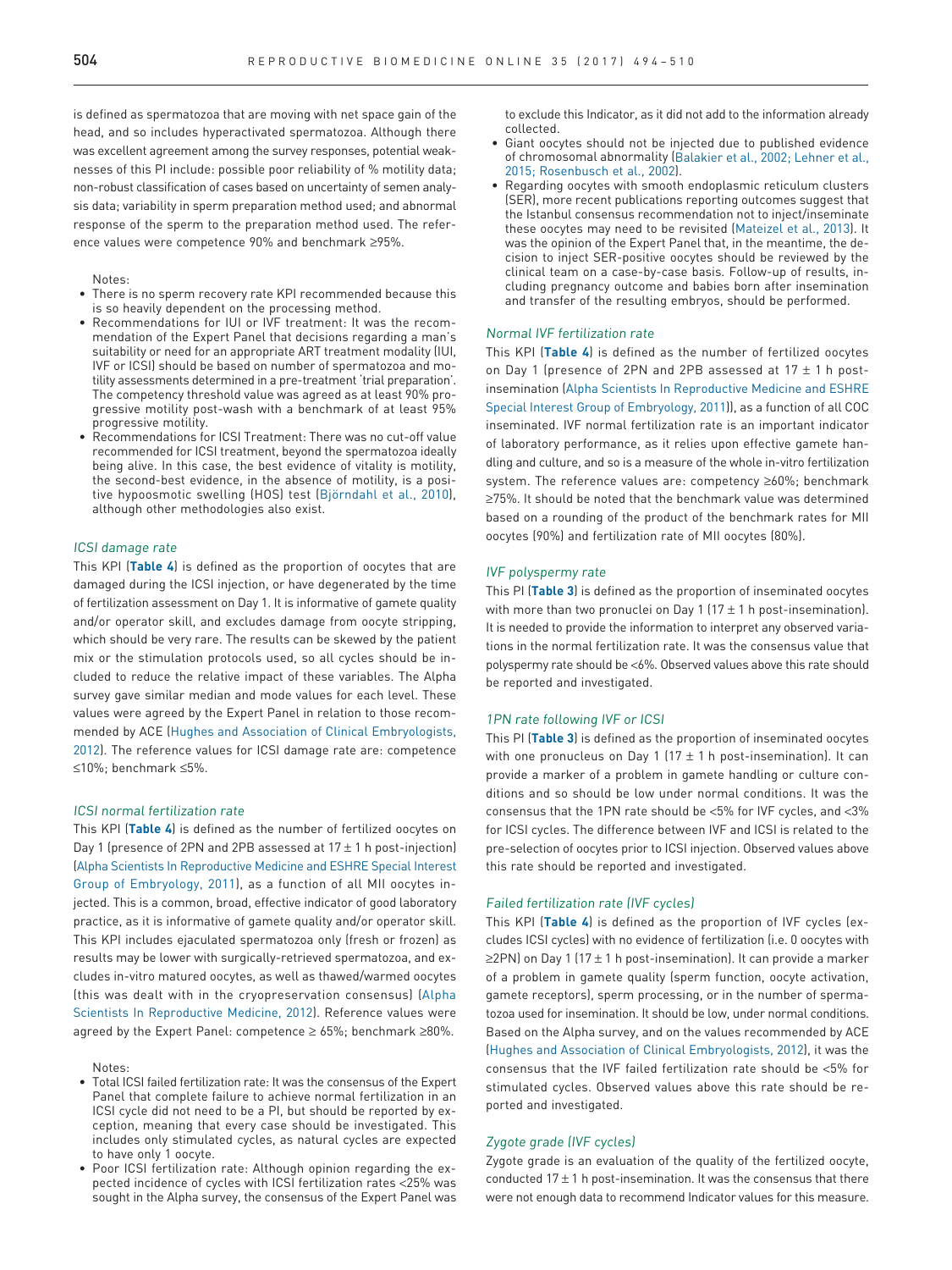is defined as spermatozoa that are moving with net space gain of the head, and so includes hyperactivated spermatozoa. Although there was excellent agreement among the survey responses, potential weaknesses of this PI include: possible poor reliability of % motility data; non-robust classification of cases based on uncertainty of semen analysis data; variability in sperm preparation method used; and abnormal response of the sperm to the preparation method used. The reference values were competence 90% and benchmark ≥95%.

Notes:

- There is no sperm recovery rate KPI recommended because this is so heavily dependent on the processing method.
- Recommendations for IUI or IVF treatment: It was the recommendation of the Expert Panel that decisions regarding a man's suitability or need for an appropriate ART treatment modality (IUI, IVF or ICSI) should be based on number of spermatozoa and motility assessments determined in a pre-treatment 'trial preparation'. The competency threshold value was agreed as at least 90% progressive motility post-wash with a benchmark of at least 95% progressive motility.
- Recommendations for ICSI Treatment: There was no cut-off value recommended for ICSI treatment, beyond the spermatozoa ideally being alive. In this case, the best evidence of vitality is motility, the second-best evidence, in the absence of motility, is a positive hypoosmotic swelling (HOS) test (Björndahl et al., 2010), although other methodologies also exist.

### ICSI damage rate

This KPI (**Table 4**) is defined as the proportion of oocytes that are damaged during the ICSI injection, or have degenerated by the time of fertilization assessment on Day 1. It is informative of gamete quality and/or operator skill, and excludes damage from oocyte stripping, which should be very rare. The results can be skewed by the patient mix or the stimulation protocols used, so all cycles should be included to reduce the relative impact of these variables. The Alpha survey gave similar median and mode values for each level. These values were agreed by the Expert Panel in relation to those recommended by ACE (Hughes and Association of Clinical Embryologists, 2012). The reference values for ICSI damage rate are: competence ≤10%; benchmark ≤5%.

### ICSI normal fertilization rate

This KPI (**Table 4**) is defined as the number of fertilized oocytes on Day 1 (presence of 2PN and 2PB assessed at 17 ± 1 h post-injection) (Alpha Scientists In Reproductive Medicine and ESHRE Special Interest Group of Embryology, 2011), as a function of all MII oocytes injected. This is a common, broad, effective indicator of good laboratory practice, as it is informative of gamete quality and/or operator skill. This KPI includes ejaculated spermatozoa only (fresh or frozen) as results may be lower with surgically-retrieved spermatozoa, and excludes in-vitro matured oocytes, as well as thawed/warmed oocytes (this was dealt with in the cryopreservation consensus) (Alpha Scientists In Reproductive Medicine, 2012). Reference values were agreed by the Expert Panel: competence ≥ 65%; benchmark ≥80%.

Notes:

- Total ICSI failed fertilization rate: It was the consensus of the Expert Panel that complete failure to achieve normal fertilization in an ICSI cycle did not need to be a PI, but should be reported by exception, meaning that every case should be investigated. This includes only stimulated cycles, as natural cycles are expected to have only 1 oocyte.
- Poor ICSI fertilization rate: Although opinion regarding the expected incidence of cycles with ICSI fertilization rates <25% was sought in the Alpha survey, the consensus of the Expert Panel was to exclude this Indicator, as it did not add to the information already collected.
- Giant oocytes should not be injected due to published evidence of chromosomal abnormality (Balakier et al., 2002; Lehner et al., 2015; Rosenbusch et al., 2002).
- Regarding oocytes with smooth endoplasmic reticulum clusters (SER), more recent publications reporting outcomes suggest that the Istanbul consensus recommendation not to inject/inseminate these oocytes may need to be revisited (Mateizel et al., 2013). It was the opinion of the Expert Panel that, in the meantime, the decision to inject SER-positive oocytes should be reviewed by the clinical team on a case-by-case basis. Follow-up of results, including pregnancy outcome and babies born after insemination and transfer of the resulting embryos, should be performed.

### Normal IVF fertilization rate

This KPI (**Table 4**) is defined as the number of fertilized oocytes on Day 1 (presence of 2PN and 2PB assessed at 17 ± 1 h post-insemination (Alpha Scientists In Reproductive Medicine and ESHRE Special Interest Group of Embryology, 2011)), as a function of all COC inseminated. IVF normal fertilization rate is an important indicator of laboratory performance, as it relies upon effective gamete handling and culture, and so is a measure of the whole in-vitro fertilization system. The reference values are: competency ≥60%; benchmark ≥75%. It should be noted that the benchmark value was determined based on a rounding of the product of the benchmark rates for MII oocytes (90%) and fertilization rate of MII oocytes (80%).

### IVF polyspermy rate

This PI (**Table 3**) is defined as the proportion of inseminated oocytes with more than two pronuclei on Day 1 (17 ± 1 h post-insemination). It is needed to provide the information to interpret any observed variations in the normal fertilization rate. It was the consensus value that polyspermy rate should be <6%. Observed values above this rate should be reported and investigated.

### 1PN rate following IVF or ICSI

This PI (**Table 3**) is defined as the proportion of inseminated oocytes with one pronucleus on Day 1 (17 ± 1 h post-insemination). It can provide a marker of a problem in gamete handling or culture conditions and so should be low under normal conditions. It was the consensus that the 1PN rate should be <5% for IVF cycles, and <3% for ICSI cycles. The difference between IVF and ICSI is related to the pre-selection of oocytes prior to ICSI injection. Observed values above this rate should be reported and investigated.

### Failed fertilization rate (IVF cycles)

This KPI (**Table 4**) is defined as the proportion of IVF cycles (excludes ICSI cycles) with no evidence of fertilization (i.e. 0 oocytes with ≥2PN) on Day 1 (17 ± 1 h post-insemination). It can provide a marker of a problem in gamete quality (sperm function, oocyte activation, gamete receptors), sperm processing, or in the number of spermatozoa used for insemination. It should be low, under normal conditions. Based on the Alpha survey, and on the values recommended by ACE (Hughes and Association of Clinical Embryologists, 2012), it was the consensus that the IVF failed fertilization rate should be <5% for stimulated cycles. Observed values above this rate should be reported and investigated.

### Zygote grade (IVF cycles)

Zygote grade is an evaluation of the quality of the fertilized oocyte, conducted 17 ± 1 h post-insemination. It was the consensus that there were not enough data to recommend Indicator values for this measure.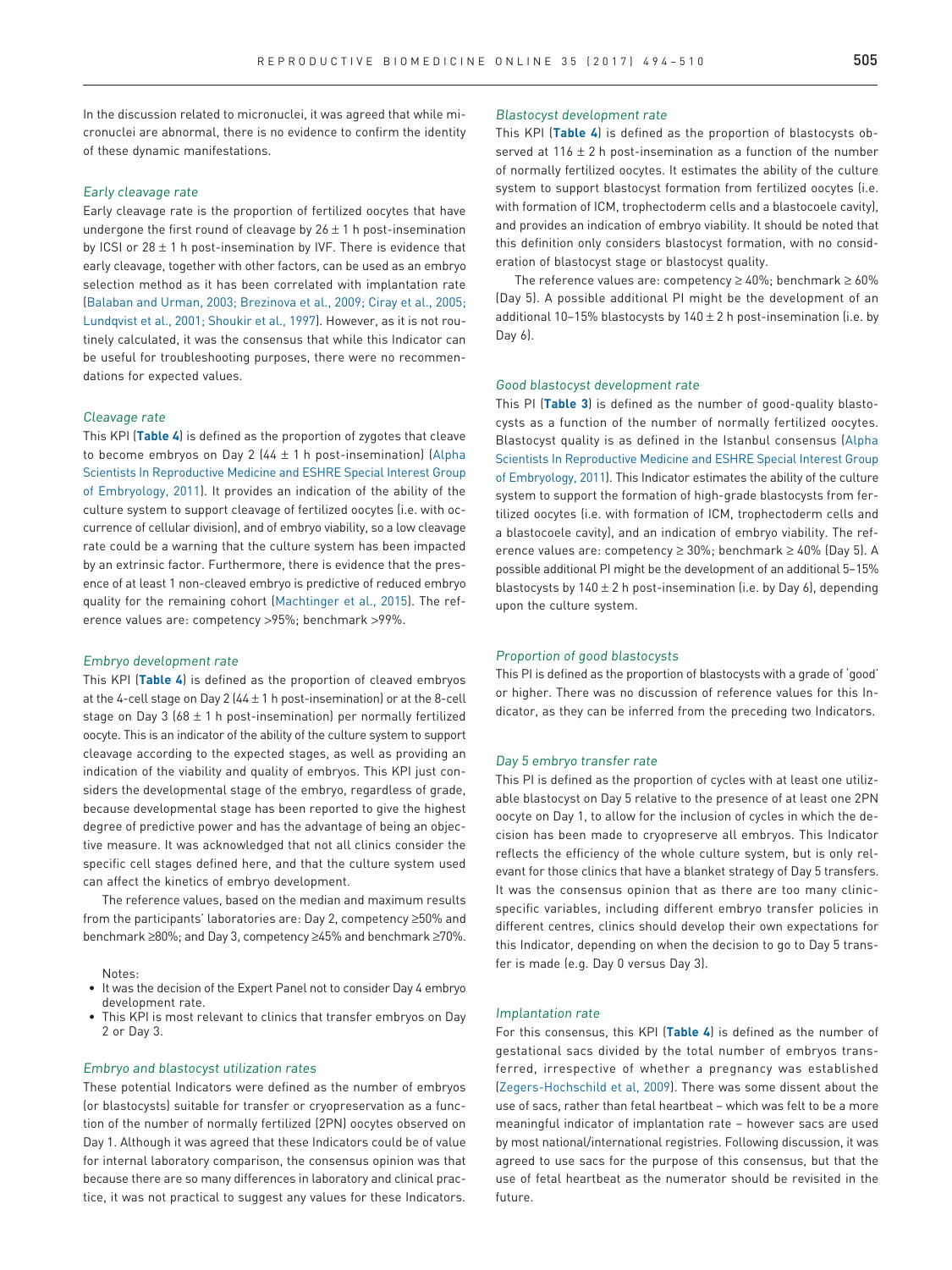In the discussion related to micronuclei, it was agreed that while micronuclei are abnormal, there is no evidence to confirm the identity of these dynamic manifestations.

### *Early cleavage rate*

Early cleavage rate is the proportion of fertilized oocytes that have undergone the first round of cleavage by 26 ± 1 h post-insemination by ICSI or 28 ± 1 h post-insemination by IVF. There is evidence that early cleavage, together with other factors, can be used as an embryo selection method as it has been correlated with implantation rate (Balaban and Urman, 2003; Brezinova et al., 2009; Ciray et al., 2005; Lundqvist et al., 2001; Shoukir et al., 1997). However, as it is not routinely calculated, it was the consensus that while this Indicator can be useful for troubleshooting purposes, there were no recommendations for expected values.

### *Cleavage rate*

This KPI (**Table 4**) is defined as the proportion of zygotes that cleave to become embryos on Day 2 (44 ± 1 h post-insemination) (Alpha Scientists In Reproductive Medicine and ESHRE Special Interest Group of Embryology, 2011). It provides an indication of the ability of the culture system to support cleavage of fertilized oocytes (i.e. with occurrence of cellular division), and of embryo viability, so a low cleavage rate could be a warning that the culture system has been impacted by an extrinsic factor. Furthermore, there is evidence that the presence of at least 1 non-cleaved embryo is predictive of reduced embryo quality for the remaining cohort (Machtinger et al., 2015). The reference values are: competency >95%; benchmark >99%.

### *Embryo development rate*

This KPI (**Table 4**) is defined as the proportion of cleaved embryos at the 4-cell stage on Day 2 (44 ± 1 h post-insemination) or at the 8-cell stage on Day 3 (68 ± 1 h post-insemination) per normally fertilized oocyte. This is an indicator of the ability of the culture system to support cleavage according to the expected stages, as well as providing an indication of the viability and quality of embryos. This KPI just considers the developmental stage of the embryo, regardless of grade, because developmental stage has been reported to give the highest degree of predictive power and has the advantage of being an objective measure. It was acknowledged that not all clinics consider the specific cell stages defined here, and that the culture system used can affect the kinetics of embryo development.

The reference values, based on the median and maximum results from the participants' laboratories are: Day 2, competency ≥50% and benchmark ≥80%; and Day 3, competency ≥45% and benchmark ≥70%.

Notes:

- It was the decision of the Expert Panel not to consider Day 4 embryo development rate.
- This KPI is most relevant to clinics that transfer embryos on Day 2 or Day 3.

### *Embryo and blastocyst utilization rates*

These potential Indicators were defined as the number of embryos (or blastocysts) suitable for transfer or cryopreservation as a function of the number of normally fertilized (2PN) oocytes observed on Day 1. Although it was agreed that these Indicators could be of value for internal laboratory comparison, the consensus opinion was that because there are so many differences in laboratory and clinical practice, it was not practical to suggest any values for these Indicators.

### *Blastocyst development rate*

This KPI (**Table 4**) is defined as the proportion of blastocysts observed at 116 ± 2 h post-insemination as a function of the number of normally fertilized oocytes. It estimates the ability of the culture system to support blastocyst formation from fertilized oocytes (i.e. with formation of ICM, trophectoderm cells and a blastocoele cavity), and provides an indication of embryo viability. It should be noted that this definition only considers blastocyst formation, with no consideration of blastocyst stage or blastocyst quality.

The reference values are: competency ≥ 40%; benchmark ≥ 60% (Day 5). A possible additional PI might be the development of an additional 10–15% blastocysts by 140 ± 2 h post-insemination (i.e. by Day 6).

### *Good blastocyst development rate*

This PI (**Table 3**) is defined as the number of good-quality blastocysts as a function of the number of normally fertilized oocytes. Blastocyst quality is as defined in the Istanbul consensus (Alpha Scientists In Reproductive Medicine and ESHRE Special Interest Group of Embryology, 2011). This Indicator estimates the ability of the culture system to support the formation of high-grade blastocysts from fertilized oocytes (i.e. with formation of ICM, trophectoderm cells and a blastocoele cavity), and an indication of embryo viability. The reference values are: competency ≥ 30%; benchmark ≥ 40% (Day 5). A possible additional PI might be the development of an additional 5–15% blastocysts by 140 ± 2 h post-insemination (i.e. by Day 6), depending upon the culture system.

### *Proportion of good blastocysts*

This PI is defined as the proportion of blastocysts with a grade of 'good' or higher. There was no discussion of reference values for this Indicator, as they can be inferred from the preceding two Indicators.

### *Day 5 embryo transfer rate*

This PI is defined as the proportion of cycles with at least one utilizable blastocyst on Day 5 relative to the presence of at least one 2PN oocyte on Day 1, to allow for the inclusion of cycles in which the decision has been made to cryopreserve all embryos. This Indicator reflects the efficiency of the whole culture system, but is only relevant for those clinics that have a blanket strategy of Day 5 transfers. It was the consensus opinion that as there are too many clinic-specific variables, including different embryo transfer policies in different centres, clinics should develop their own expectations for this Indicator, depending on when the decision to go to Day 5 transfer is made (e.g. Day 0 versus Day 3).

### *Implantation rate*

For this consensus, this KPI (**Table 4**) is defined as the number of gestational sacs divided by the total number of embryos transferred, irrespective of whether a pregnancy was established (Zegers-Hochschild et al, 2009). There was some dissent about the use of sacs, rather than fetal heartbeat – which was felt to be a more meaningful indicator of implantation rate – however sacs are used by most national/international registries. Following discussion, it was agreed to use sacs for the purpose of this consensus, but that the use of fetal heartbeat as the numerator should be revisited in the future.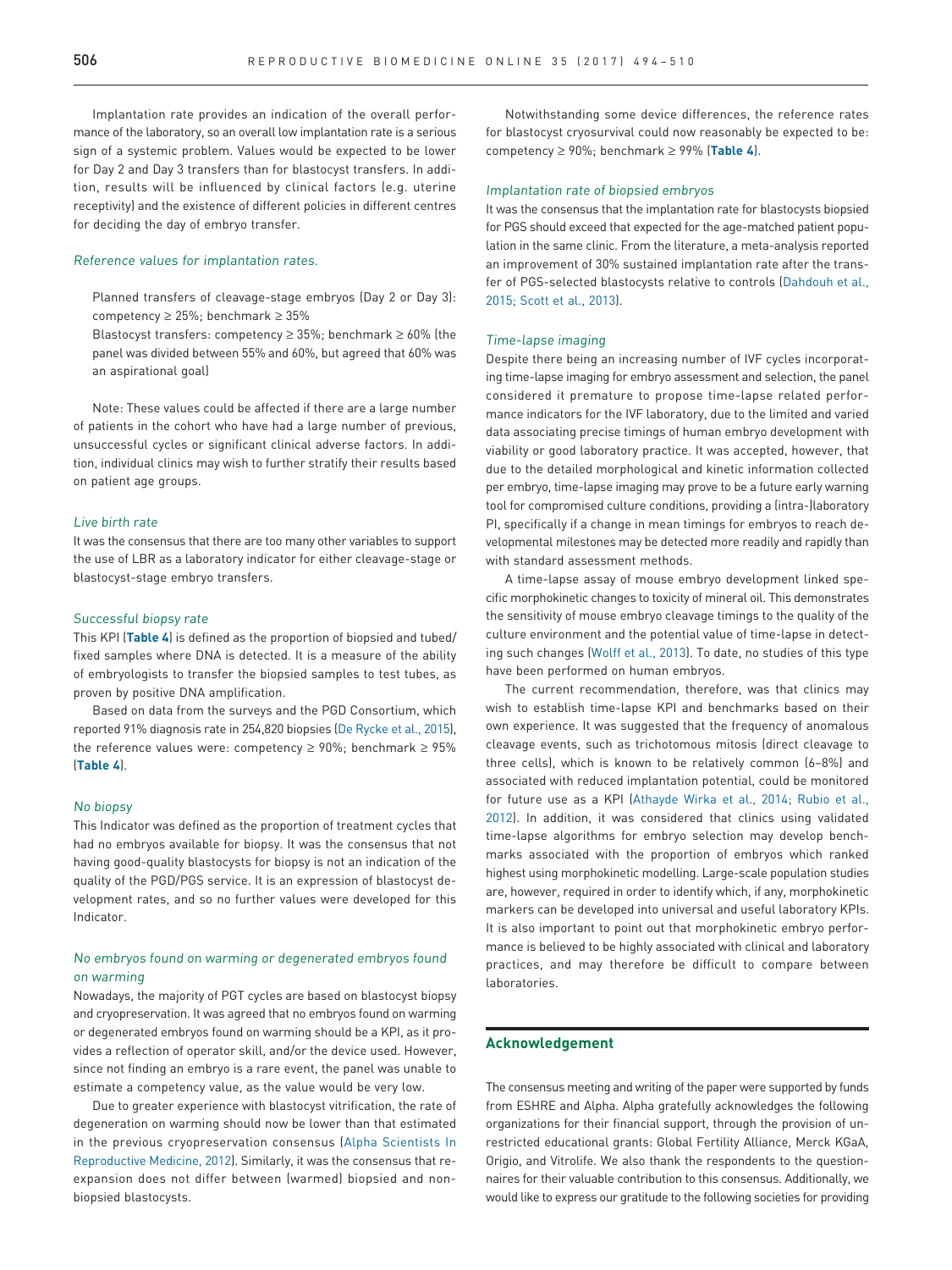Implantation rate provides an indication of the overall performance of the laboratory, so an overall low implantation rate is a serious sign of a systemic problem. Values would be expected to be lower for Day 2 and Day 3 transfers than for blastocyst transfers. In addition, results will be influenced by clinical factors (e.g. uterine receptivity) and the existence of different policies in different centres for deciding the day of embryo transfer.

*Reference values for implantation rates.*

Planned transfers of cleavage-stage embryos (Day 2 or Day 3): competency ≥ 25%; benchmark ≥ 35%

Blastocyst transfers: competency ≥ 35%; benchmark ≥ 60% (the panel was divided between 55% and 60%, but agreed that 60% was an aspirational goal)

Note: These values could be affected if there are a large number of patients in the cohort who have had a large number of previous, unsuccessful cycles or significant clinical adverse factors. In addition, individual clinics may wish to further stratify their results based on patient age groups.

*Live birth rate*

It was the consensus that there are too many other variables to support the use of LBR as a laboratory indicator for either cleavage-stage or blastocyst-stage embryo transfers.

*Successful biopsy rate*

This KPI (**Table 4**) is defined as the proportion of biopsied and tubed/fixed samples where DNA is detected. It is a measure of the ability of embryologists to transfer the biopsied samples to test tubes, as proven by positive DNA amplification.

Based on data from the surveys and the PGD Consortium, which reported 91% diagnosis rate in 254,820 biopsies (De Rycke et al., 2015), the reference values were: competency ≥ 90%; benchmark ≥ 95% (**Table 4**).

*No biopsy*

This Indicator was defined as the proportion of treatment cycles that had no embryos available for biopsy. It was the consensus that not having good-quality blastocysts for biopsy is not an indication of the quality of the PGD/PGS service. It is an expression of blastocyst development rates, and so no further values were developed for this Indicator.

*No embryos found on warming or degenerated embryos found on warming*

Nowadays, the majority of PGT cycles are based on blastocyst biopsy and cryopreservation. It was agreed that no embryos found on warming or degenerated embryos found on warming should be a KPI, as it provides a reflection of operator skill, and/or the device used. However, since not finding an embryo is a rare event, the panel was unable to estimate a competency value, as the value would be very low.

Due to greater experience with blastocyst vitrification, the rate of degeneration on warming should now be lower than that estimated in the previous cryopreservation consensus (Alpha Scientists In Reproductive Medicine, 2012). Similarly, it was the consensus that re-expansion does not differ between (warmed) biopsied and non-biopsied blastocysts.

Notwithstanding some device differences, the reference rates for blastocyst cryosurvival could now reasonably be expected to be: competency ≥ 90%; benchmark ≥ 99% (**Table 4**).

*Implantation rate of biopsied embryos*

It was the consensus that the implantation rate for blastocysts biopsied for PGS should exceed that expected for the age-matched patient population in the same clinic. From the literature, a meta-analysis reported an improvement of 30% sustained implantation rate after the transfer of PGS-selected blastocysts relative to controls (Dahdouh et al., 2015; Scott et al., 2013).

*Time-lapse imaging*

Despite there being an increasing number of IVF cycles incorporating time-lapse imaging for embryo assessment and selection, the panel considered it premature to propose time-lapse related performance indicators for the IVF laboratory, due to the limited and varied data associating precise timings of human embryo development with viability or good laboratory practice. It was accepted, however, that due to the detailed morphological and kinetic information collected per embryo, time-lapse imaging may prove to be a future early warning tool for compromised culture conditions, providing a (intra-)laboratory PI, specifically if a change in mean timings for embryos to reach developmental milestones may be detected more readily and rapidly than with standard assessment methods.

A time-lapse assay of mouse embryo development linked specific morphokinetic changes to toxicity of mineral oil. This demonstrates the sensitivity of mouse embryo cleavage timings to the quality of the culture environment and the potential value of time-lapse in detecting such changes (Wolff et al., 2013). To date, no studies of this type have been performed on human embryos.

The current recommendation, therefore, was that clinics may wish to establish time-lapse KPI and benchmarks based on their own experience. It was suggested that the frequency of anomalous cleavage events, such as trichotomous mitosis (direct cleavage to three cells), which is known to be relatively common (6–8%) and associated with reduced implantation potential, could be monitored for future use as a KPI (Athayde Wirka et al., 2014; Rubio et al., 2012). In addition, it was considered that clinics using validated time-lapse algorithms for embryo selection may develop benchmarks associated with the proportion of embryos which ranked highest using morphokinetic modelling. Large-scale population studies are, however, required in order to identify which, if any, morphokinetic markers can be developed into universal and useful laboratory KPIs. It is also important to point out that morphokinetic embryo performance is believed to be highly associated with clinical and laboratory practices, and may therefore be difficult to compare between laboratories.

## Acknowledgement

The consensus meeting and writing of the paper were supported by funds from ESHRE and Alpha. Alpha gratefully acknowledges the following organizations for their financial support, through the provision of unrestricted educational grants: Global Fertility Alliance, Merck KGaA, Origio, and Vitrolife. We also thank the respondents to the questionnaires for their valuable contribution to this consensus. Additionally, we would like to express our gratitude to the following societies for providing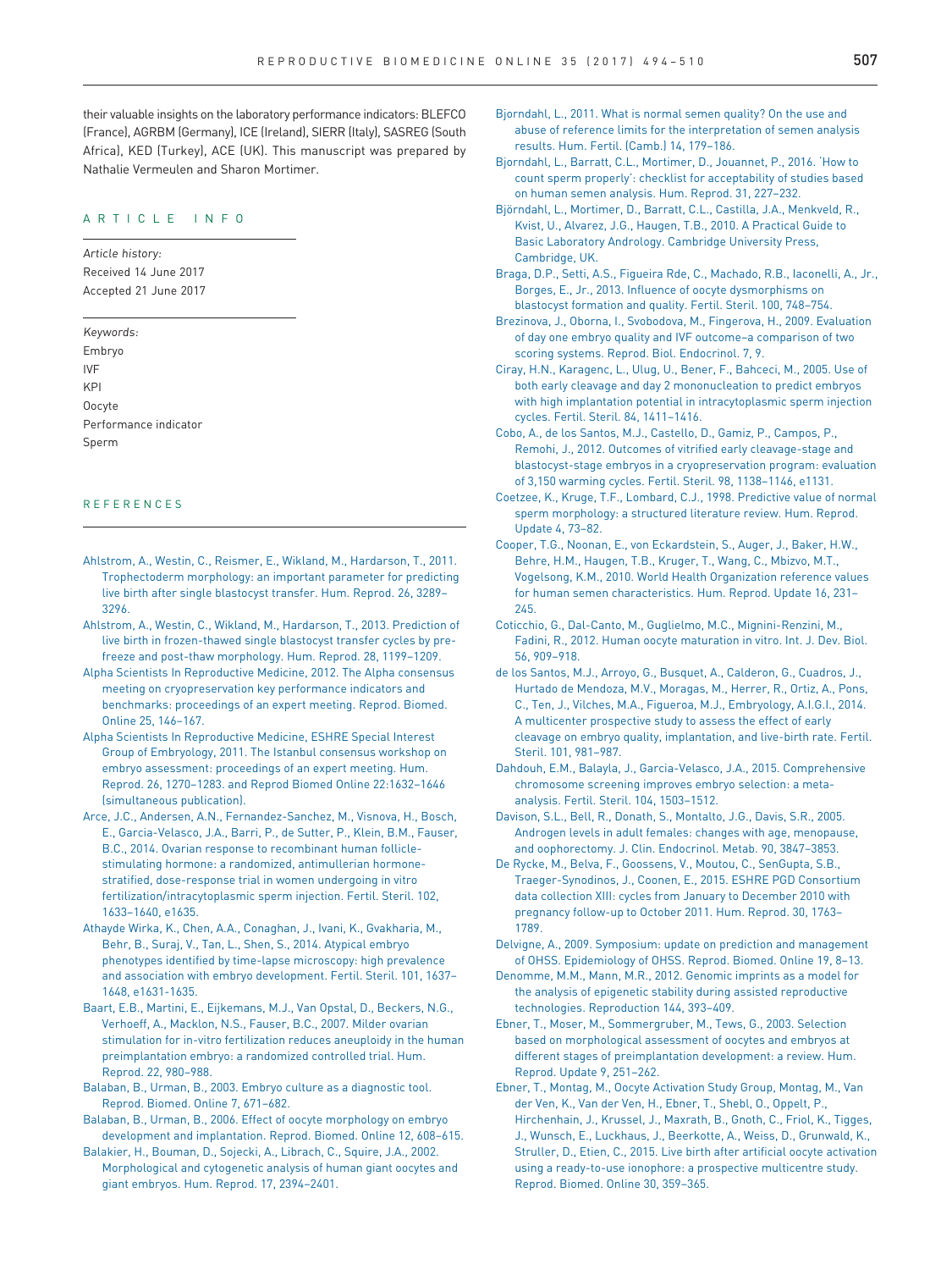their valuable insights on the laboratory performance indicators: BLEFCO (France), AGRBM (Germany), ICE (Ireland), SIERR (Italy), SASREG (South Africa), KED (Turkey), ACE (UK). This manuscript was prepared by Nathalie Vermeulen and Sharon Mortimer.

## ARTICLE INFO

*Article history:*
Received 14 June 2017
Accepted 21 June 2017

*Keywords:*
Embryo
IVF
KPI
Oocyte
Performance indicator
Sperm

## REFERENCES

Ahlstrom, A., Westin, C., Reismer, E., Wikland, M., Hardarson, T., 2011. Trophectoderm morphology: an important parameter for predicting live birth after single blastocyst transfer. Hum. Reprod. 26, 3289–3296.

Ahlstrom, A., Westin, C., Wikland, M., Hardarson, T., 2013. Prediction of live birth in frozen-thawed single blastocyst transfer cycles by pre-freeze and post-thaw morphology. Hum. Reprod. 28, 1199–1209.

Alpha Scientists In Reproductive Medicine, 2012. The Alpha consensus meeting on cryopreservation key performance indicators and benchmarks: proceedings of an expert meeting. Reprod. Biomed. Online 25, 146–167.

Alpha Scientists In Reproductive Medicine, ESHRE Special Interest Group of Embryology, 2011. The Istanbul consensus workshop on embryo assessment: proceedings of an expert meeting. Hum. Reprod. 26, 1270–1283. and Reprod Biomed Online 22:1632–1646 (simultaneous publication).

Arce, J.C., Andersen, A.N., Fernandez-Sanchez, M., Visnova, H., Bosch, E., Garcia-Velasco, J.A., Barri, P., de Sutter, P., Klein, B.M., Fauser, B.C., 2014. Ovarian response to recombinant human follicle-stimulating hormone: a randomized, antimullerian hormone-stratified, dose-response trial in women undergoing in vitro fertilization/intracytoplasmic sperm injection. Fertil. Steril. 102, 1633–1640, e1635.

Athayde Wirka, K., Chen, A.A., Conaghan, J., Ivani, K., Gvakharia, M., Behr, B., Suraj, V., Tan, L., Shen, S., 2014. Atypical embryo phenotypes identified by time-lapse microscopy: high prevalence and association with embryo development. Fertil. Steril. 101, 1637–1648, e1631-1635.

Baart, E.B., Martini, E., Eijkemans, M.J., Van Opstal, D., Beckers, N.G., Verhoeff, A., Macklon, N.S., Fauser, B.C., 2007. Milder ovarian stimulation for in-vitro fertilization reduces aneuploidy in the human preimplantation embryo: a randomized controlled trial. Hum. Reprod. 22, 980–988.

Balaban, B., Urman, B., 2003. Embryo culture as a diagnostic tool. Reprod. Biomed. Online 7, 671–682.

Balaban, B., Urman, B., 2006. Effect of oocyte morphology on embryo development and implantation. Reprod. Biomed. Online 12, 608–615.

Balakier, H., Bouman, D., Sojecki, A., Librach, C., Squire, J.A., 2002. Morphological and cytogenetic analysis of human giant oocytes and giant embryos. Hum. Reprod. 17, 2394–2401.

Bjorndahl, L., 2011. What is normal semen quality? On the use and abuse of reference limits for the interpretation of semen analysis results. Hum. Fertil. (Camb.) 14, 179–186.

Bjorndahl, L., Barratt, C.L., Mortimer, D., Jouannet, P., 2016. 'How to count sperm properly': checklist for acceptability of studies based on human semen analysis. Hum. Reprod. 31, 227–232.

Björndahl, L., Mortimer, D., Barratt, C.L., Castilla, J.A., Menkveld, R., Kvist, U., Alvarez, J.G., Haugen, T.B., 2010. A Practical Guide to Basic Laboratory Andrology. Cambridge University Press, Cambridge, UK.

Braga, D.P., Setti, A.S., Figueira Rde, C., Machado, R.B., Iaconelli, A., Jr., Borges, E., Jr., 2013. Influence of oocyte dysmorphisms on blastocyst formation and quality. Fertil. Steril. 100, 748–754.

Brezinova, J., Oborna, I., Svobodova, M., Fingerova, H., 2009. Evaluation of day one embryo quality and IVF outcome–a comparison of two scoring systems. Reprod. Biol. Endocrinol. 7, 9.

Ciray, H.N., Karagenc, L., Ulug, U., Bener, F., Bahceci, M., 2005. Use of both early cleavage and day 2 mononucleation to predict embryos with high implantation potential in intracytoplasmic sperm injection cycles. Fertil. Steril. 84, 1411–1416.

Cobo, A., de los Santos, M.J., Castello, D., Gamiz, P., Campos, P., Remohi, J., 2012. Outcomes of vitrified early cleavage-stage and blastocyst-stage embryos in a cryopreservation program: evaluation of 3,150 warming cycles. Fertil. Steril. 98, 1138–1146, e1131.

Coetzee, K., Kruge, T.F., Lombard, C.J., 1998. Predictive value of normal sperm morphology: a structured literature review. Hum. Reprod. Update 4, 73–82.

Cooper, T.G., Noonan, E., von Eckardstein, S., Auger, J., Baker, H.W., Behre, H.M., Haugen, T.B., Kruger, T., Wang, C., Mbizvo, M.T., Vogelsong, K.M., 2010. World Health Organization reference values for human semen characteristics. Hum. Reprod. Update 16, 231–245.

Coticchio, G., Dal-Canto, M., Guglielmo, M.C., Mignini-Renzini, M., Fadini, R., 2012. Human oocyte maturation in vitro. Int. J. Dev. Biol. 56, 909–918.

de los Santos, M.J., Arroyo, G., Busquet, A., Calderon, G., Cuadros, J., Hurtado de Mendoza, M.V., Moragas, M., Herrer, R., Ortiz, A., Pons, C., Ten, J., Vilches, M.A., Figueroa, M.J., Embryology, A.I.G.I., 2014. A multicenter prospective study to assess the effect of early cleavage on embryo quality, implantation, and live-birth rate. Fertil. Steril. 101, 981–987.

Dahdouh, E.M., Balayla, J., Garcia-Velasco, J.A., 2015. Comprehensive chromosome screening improves embryo selection: a meta-analysis. Fertil. Steril. 104, 1503–1512.

Davison, S.L., Bell, R., Donath, S., Montalto, J.G., Davis, S.R., 2005. Androgen levels in adult females: changes with age, menopause, and oophorectomy. J. Clin. Endocrinol. Metab. 90, 3847–3853.

De Rycke, M., Belva, F., Goossens, V., Moutou, C., SenGupta, S.B., Traeger-Synodinos, J., Coonen, E., 2015. ESHRE PGD Consortium data collection XIII: cycles from January to December 2010 with pregnancy follow-up to October 2011. Hum. Reprod. 30, 1763–1789.

Delvigne, A., 2009. Symposium: update on prediction and management of OHSS. Epidemiology of OHSS. Reprod. Biomed. Online 19, 8–13.

Denomme, M.M., Mann, M.R., 2012. Genomic imprints as a model for the analysis of epigenetic stability during assisted reproductive technologies. Reproduction 144, 393–409.

Ebner, T., Moser, M., Sommergruber, M., Tews, G., 2003. Selection based on morphological assessment of oocytes and embryos at different stages of preimplantation development: a review. Hum. Reprod. Update 9, 251–262.

Ebner, T., Montag, M., Oocyte Activation Study Group, Montag, M., Van der Ven, K., Van der Ven, H., Ebner, T., Shebl, O., Oppelt, P., Hirchenhain, J., Krussel, J., Maxrath, B., Gnoth, C., Friol, K., Tigges, J., Wunsch, E., Luckhaus, J., Beerkotte, A., Weiss, D., Grunwald, K., Struller, D., Etien, C., 2015. Live birth after artificial oocyte activation using a ready-to-use ionophore: a prospective multicentre study. Reprod. Biomed. Online 30, 359–365.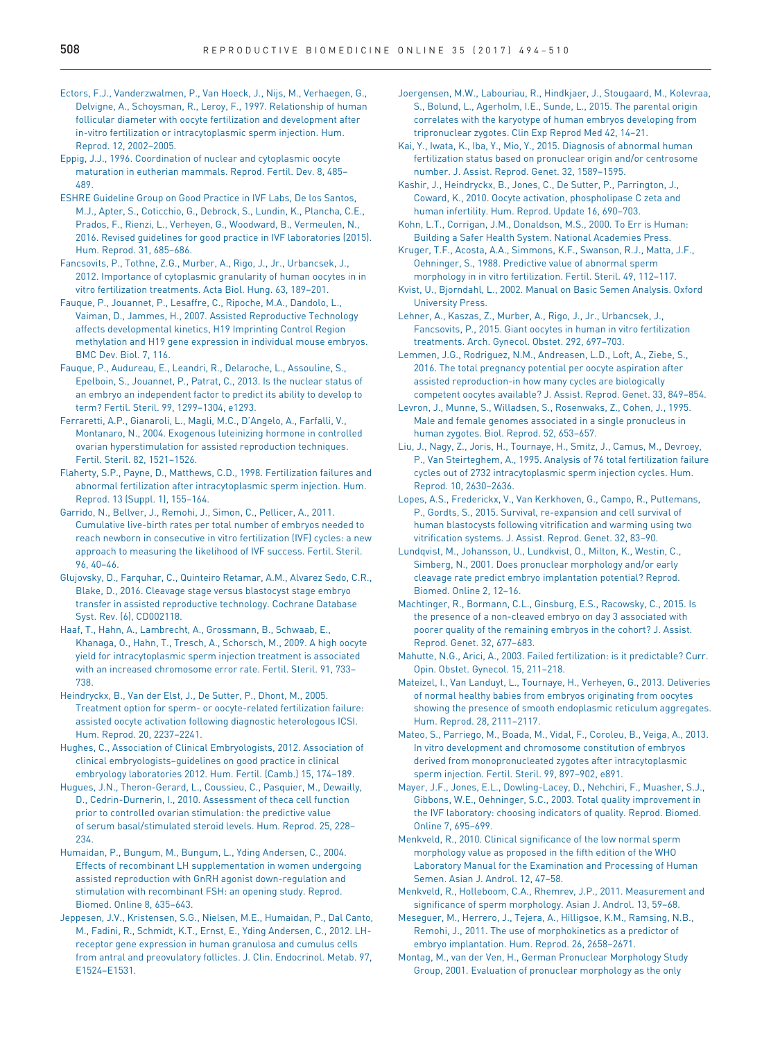Ectors, F.J., Vanderzwalmen, P., Van Hoeck, J., Nijs, M., Verhaegen, G., Delvigne, A., Schoysman, R., Leroy, F., 1997. Relationship of human follicular diameter with oocyte fertilization and development after in-vitro fertilization or intracytoplasmic sperm injection. Hum. Reprod. 12, 2002–2005.

Eppig, J.J., 1996. Coordination of nuclear and cytoplasmic oocyte maturation in eutherian mammals. Reprod. Fertil. Dev. 8, 485–489.

ESHRE Guideline Group on Good Practice in IVF Labs, De los Santos, M.J., Apter, S., Coticchio, G., Debrock, S., Lundin, K., Plancha, C.E., Prados, F., Rienzi, L., Verheyen, G., Woodward, B., Vermeulen, N., 2016. Revised guidelines for good practice in IVF laboratories (2015). Hum. Reprod. 31, 685–686.

Fancsovits, P., Tothne, Z.G., Murber, A., Rigo, J., Jr., Urbancsek, J., 2012. Importance of cytoplasmic granularity of human oocytes in in vitro fertilization treatments. Acta Biol. Hung. 63, 189–201.

Fauque, P., Jouannet, P., Lesaffre, C., Ripoche, M.A., Dandolo, L., Vaiman, D., Jammes, H., 2007. Assisted Reproductive Technology affects developmental kinetics, H19 Imprinting Control Region methylation and H19 gene expression in individual mouse embryos. BMC Dev. Biol. 7, 116.

Fauque, P., Audureau, E., Leandri, R., Delaroche, L., Assouline, S., Epelboin, S., Jouannet, P., Patrat, C., 2013. Is the nuclear status of an embryo an independent factor to predict its ability to develop to term? Fertil. Steril. 99, 1299–1304, e1293.

Ferraretti, A.P., Gianaroli, L., Magli, M.C., D'Angelo, A., Farfalli, V., Montanaro, N., 2004. Exogenous luteinizing hormone in controlled ovarian hyperstimulation for assisted reproduction techniques. Fertil. Steril. 82, 1521–1526.

Flaherty, S.P., Payne, D., Matthews, C.D., 1998. Fertilization failures and abnormal fertilization after intracytoplasmic sperm injection. Hum. Reprod. 13 (Suppl. 1), 155–164.

Garrido, N., Bellver, J., Remohi, J., Simon, C., Pellicer, A., 2011. Cumulative live-birth rates per total number of embryos needed to reach newborn in consecutive in vitro fertilization (IVF) cycles: a new approach to measuring the likelihood of IVF success. Fertil. Steril. 96, 40–46.

Glujovsky, D., Farquhar, C., Quinteiro Retamar, A.M., Alvarez Sedo, C.R., Blake, D., 2016. Cleavage stage versus blastocyst stage embryo transfer in assisted reproductive technology. Cochrane Database Syst. Rev. (6), CD002118.

Haaf, T., Hahn, A., Lambrecht, A., Grossmann, B., Schwaab, E., Khanaga, O., Hahn, T., Tresch, A., Schorsch, M., 2009. A high oocyte yield for intracytoplasmic sperm injection treatment is associated with an increased chromosome error rate. Fertil. Steril. 91, 733–738.

Heindryckx, B., Van der Elst, J., De Sutter, P., Dhont, M., 2005. Treatment option for sperm- or oocyte-related fertilization failure: assisted oocyte activation following diagnostic heterologous ICSI. Hum. Reprod. 20, 2237–2241.

Hughes, C., Association of Clinical Embryologists, 2012. Association of clinical embryologists–guidelines on good practice in clinical embryology laboratories 2012. Hum. Fertil. (Camb.) 15, 174–189.

Hugues, J.N., Theron-Gerard, L., Coussieu, C., Pasquier, M., Dewailly, D., Cedrin-Durnerin, I., 2010. Assessment of theca cell function prior to controlled ovarian stimulation: the predictive value of serum basal/stimulated steroid levels. Hum. Reprod. 25, 228–234.

Humaidan, P., Bungum, M., Bungum, L., Yding Andersen, C., 2004. Effects of recombinant LH supplementation in women undergoing assisted reproduction with GnRH agonist down-regulation and stimulation with recombinant FSH: an opening study. Reprod. Biomed. Online 8, 635–643.

Jeppesen, J.V., Kristensen, S.G., Nielsen, M.E., Humaidan, P., Dal Canto, M., Fadini, R., Schmidt, K.T., Ernst, E., Yding Andersen, C., 2012. LH-receptor gene expression in human granulosa and cumulus cells from antral and preovulatory follicles. J. Clin. Endocrinol. Metab. 97, E1524–E1531.

Joergensen, M.W., Labouriau, R., Hindkjaer, J., Stougaard, M., Kolevraa, S., Bolund, L., Agerholm, I.E., Sunde, L., 2015. The parental origin correlates with the karyotype of human embryos developing from tripronuclear zygotes. Clin Exp Reprod Med 42, 14–21.

Kai, Y., Iwata, K., Iba, Y., Mio, Y., 2015. Diagnosis of abnormal human fertilization status based on pronuclear origin and/or centrosome number. J. Assist. Reprod. Genet. 32, 1589–1595.

Kashir, J., Heindryckx, B., Jones, C., De Sutter, P., Parrington, J., Coward, K., 2010. Oocyte activation, phospholipase C zeta and human infertility. Hum. Reprod. Update 16, 690–703.

Kohn, L.T., Corrigan, J.M., Donaldson, M.S., 2000. To Err is Human: Building a Safer Health System. National Academies Press.

Kruger, T.F., Acosta, A.A., Simmons, K.F., Swanson, R.J., Matta, J.F., Oehninger, S., 1988. Predictive value of abnormal sperm morphology in in vitro fertilization. Fertil. Steril. 49, 112–117.

Kvist, U., Bjorndahl, L., 2002. Manual on Basic Semen Analysis. Oxford University Press.

Lehner, A., Kaszas, Z., Murber, A., Rigo, J., Jr., Urbancsek, J., Fancsovits, P., 2015. Giant oocytes in human in vitro fertilization treatments. Arch. Gynecol. Obstet. 292, 697–703.

Lemmen, J.G., Rodriguez, N.M., Andreasen, L.D., Loft, A., Ziebe, S., 2016. The total pregnancy potential per oocyte aspiration after assisted reproduction-in how many cycles are biologically competent oocytes available? J. Assist. Reprod. Genet. 33, 849–854.

Levron, J., Munne, S., Willadsen, S., Rosenwaks, Z., Cohen, J., 1995. Male and female genomes associated in a single pronucleus in human zygotes. Biol. Reprod. 52, 653–657.

Liu, J., Nagy, Z., Joris, H., Tournaye, H., Smitz, J., Camus, M., Devroey, P., Van Steirteghem, A., 1995. Analysis of 76 total fertilization failure cycles out of 2732 intracytoplasmic sperm injection cycles. Hum. Reprod. 10, 2630–2636.

Lopes, A.S., Frederickx, V., Van Kerkhoven, G., Campo, R., Puttemans, P., Gordts, S., 2015. Survival, re-expansion and cell survival of human blastocysts following vitrification and warming using two vitrification systems. J. Assist. Reprod. Genet. 32, 83–90.

Lundqvist, M., Johansson, U., Lundkvist, O., Milton, K., Westin, C., Simberg, N., 2001. Does pronuclear morphology and/or early cleavage rate predict embryo implantation potential? Reprod. Biomed. Online 2, 12–16.

Machtinger, R., Bormann, C.L., Ginsburg, E.S., Racowsky, C., 2015. Is the presence of a non-cleaved embryo on day 3 associated with poorer quality of the remaining embryos in the cohort? J. Assist. Reprod. Genet. 32, 677–683.

Mahutte, N.G., Arici, A., 2003. Failed fertilization: is it predictable? Curr. Opin. Obstet. Gynecol. 15, 211–218.

Mateizel, I., Van Landuyt, L., Tournaye, H., Verheyen, G., 2013. Deliveries of normal healthy babies from embryos originating from oocytes showing the presence of smooth endoplasmic reticulum aggregates. Hum. Reprod. 28, 2111–2117.

Mateo, S., Parriego, M., Boada, M., Vidal, F., Coroleu, B., Veiga, A., 2013. In vitro development and chromosome constitution of embryos derived from monopronucleated zygotes after intracytoplasmic sperm injection. Fertil. Steril. 99, 897–902, e891.

Mayer, J.F., Jones, E.L., Dowling-Lacey, D., Nehchiri, F., Muasher, S.J., Gibbons, W.E., Oehninger, S.C., 2003. Total quality improvement in the IVF laboratory: choosing indicators of quality. Reprod. Biomed. Online 7, 695–699.

Menkveld, R., 2010. Clinical significance of the low normal sperm morphology value as proposed in the fifth edition of the WHO Laboratory Manual for the Examination and Processing of Human Semen. Asian J. Androl. 12, 47–58.

Menkveld, R., Holleboom, C.A., Rhemrev, J.P., 2011. Measurement and significance of sperm morphology. Asian J. Androl. 13, 59–68.

Meseguer, M., Herrero, J., Tejera, A., Hilligsoe, K.M., Ramsing, N.B., Remohi, J., 2011. The use of morphokinetics as a predictor of embryo implantation. Hum. Reprod. 26, 2658–2671.

Montag, M., van der Ven, H., German Pronuclear Morphology Study Group, 2001. Evaluation of pronuclear morphology as the only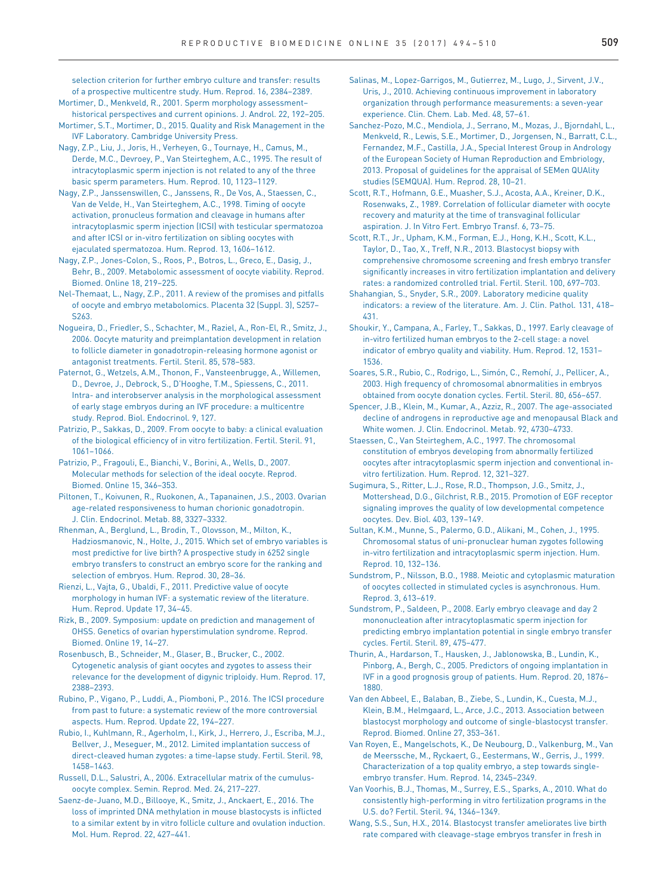selection criterion for further embryo culture and transfer: results of a prospective multicentre study. Hum. Reprod. 16, 2384–2389.

Mortimer, D., Menkveld, R., 2001. Sperm morphology assessment–historical perspectives and current opinions. J. Androl. 22, 192–205.

Mortimer, S.T., Mortimer, D., 2015. Quality and Risk Management in the IVF Laboratory. Cambridge University Press.

Nagy, Z.P., Liu, J., Joris, H., Verheyen, G., Tournaye, H., Camus, M., Derde, M.C., Devroey, P., Van Steirteghem, A.C., 1995. The result of intracytoplasmic sperm injection is not related to any of the three basic sperm parameters. Hum. Reprod. 10, 1123–1129.

Nagy, Z.P., Janssenswillen, C., Janssens, R., De Vos, A., Staessen, C., Van de Velde, H., Van Steirteghem, A.C., 1998. Timing of oocyte activation, pronucleus formation and cleavage in humans after intracytoplasmic sperm injection (ICSI) with testicular spermatozoa and after ICSI or in-vitro fertilization on sibling oocytes with ejaculated spermatozoa. Hum. Reprod. 13, 1606–1612.

Nagy, Z.P., Jones-Colon, S., Roos, P., Botros, L., Greco, E., Dasig, J., Behr, B., 2009. Metabolomic assessment of oocyte viability. Reprod. Biomed. Online 18, 219–225.

Nel-Themaat, L., Nagy, Z.P., 2011. A review of the promises and pitfalls of oocyte and embryo metabolomics. Placenta 32 (Suppl. 3), S257–S263.

Nogueira, D., Friedler, S., Schachter, M., Raziel, A., Ron-El, R., Smitz, J., 2006. Oocyte maturity and preimplantation development in relation to follicle diameter in gonadotropin-releasing hormone agonist or antagonist treatments. Fertil. Steril. 85, 578–583.

Paternot, G., Wetzels, A.M., Thonon, F., Vansteenbrugge, A., Willemen, D., Devroe, J., Debrock, S., D'Hooghe, T.M., Spiessens, C., 2011. Intra- and interobserver analysis in the morphological assessment of early stage embryos during an IVF procedure: a multicentre study. Reprod. Biol. Endocrinol. 9, 127.

Patrizio, P., Sakkas, D., 2009. From oocyte to baby: a clinical evaluation of the biological efficiency of in vitro fertilization. Fertil. Steril. 91, 1061–1066.

Patrizio, P., Fragouli, E., Bianchi, V., Borini, A., Wells, D., 2007. Molecular methods for selection of the ideal oocyte. Reprod. Biomed. Online 15, 346–353.

Piltonen, T., Koivunen, R., Ruokonen, A., Tapanainen, J.S., 2003. Ovarian age-related responsiveness to human chorionic gonadotropin. J. Clin. Endocrinol. Metab. 88, 3327–3332.

Rhenman, A., Berglund, L., Brodin, T., Olovsson, M., Milton, K., Hadziosmanovic, N., Holte, J., 2015. Which set of embryo variables is most predictive for live birth? A prospective study in 6252 single embryo transfers to construct an embryo score for the ranking and selection of embryos. Hum. Reprod. 30, 28–36.

Rienzi, L., Vajta, G., Ubaldi, F., 2011. Predictive value of oocyte morphology in human IVF: a systematic review of the literature. Hum. Reprod. Update 17, 34–45.

Rizk, B., 2009. Symposium: update on prediction and management of OHSS. Genetics of ovarian hyperstimulation syndrome. Reprod. Biomed. Online 19, 14–27.

Rosenbusch, B., Schneider, M., Glaser, B., Brucker, C., 2002. Cytogenetic analysis of giant oocytes and zygotes to assess their relevance for the development of digynic triploidy. Hum. Reprod. 17, 2388–2393.

Rubino, P., Vigano, P., Luddi, A., Piomboni, P., 2016. The ICSI procedure from past to future: a systematic review of the more controversial aspects. Hum. Reprod. Update 22, 194–227.

Rubio, I., Kuhlmann, R., Agerholm, I., Kirk, J., Herrero, J., Escriba, M.J., Bellver, J., Meseguer, M., 2012. Limited implantation success of direct-cleaved human zygotes: a time-lapse study. Fertil. Steril. 98, 1458–1463.

Russell, D.L., Salustri, A., 2006. Extracellular matrix of the cumulus-oocyte complex. Semin. Reprod. Med. 24, 217–227.

Saenz-de-Juano, M.D., Billooye, K., Smitz, J., Anckaert, E., 2016. The loss of imprinted DNA methylation in mouse blastocysts is inflicted to a similar extent by in vitro follicle culture and ovulation induction. Mol. Hum. Reprod. 22, 427–441.

Salinas, M., Lopez-Garrigos, M., Gutierrez, M., Lugo, J., Sirvent, J.V., Uris, J., 2010. Achieving continuous improvement in laboratory organization through performance measurements: a seven-year experience. Clin. Chem. Lab. Med. 48, 57–61.

Sanchez-Pozo, M.C., Mendiola, J., Serrano, M., Mozas, J., Bjorndahl, L., Menkveld, R., Lewis, S.E., Mortimer, D., Jorgensen, N., Barratt, C.L., Fernandez, M.F., Castilla, J.A., Special Interest Group in Andrology of the European Society of Human Reproduction and Embriology, 2013. Proposal of guidelines for the appraisal of SEMen QUAlity studies (SEMQUA). Hum. Reprod. 28, 10–21.

Scott, R.T., Hofmann, G.E., Muasher, S.J., Acosta, A.A., Kreiner, D.K., Rosenwaks, Z., 1989. Correlation of follicular diameter with oocyte recovery and maturity at the time of transvaginal follicular aspiration. J. In Vitro Fert. Embryo Transf. 6, 73–75.

Scott, R.T., Jr., Upham, K.M., Forman, E.J., Hong, K.H., Scott, K.L., Taylor, D., Tao, X., Treff, N.R., 2013. Blastocyst biopsy with comprehensive chromosome screening and fresh embryo transfer significantly increases in vitro fertilization implantation and delivery rates: a randomized controlled trial. Fertil. Steril. 100, 697–703.

Shahangian, S., Snyder, S.R., 2009. Laboratory medicine quality indicators: a review of the literature. Am. J. Clin. Pathol. 131, 418–431.

Shoukir, Y., Campana, A., Farley, T., Sakkas, D., 1997. Early cleavage of in-vitro fertilized human embryos to the 2-cell stage: a novel indicator of embryo quality and viability. Hum. Reprod. 12, 1531–1536.

Soares, S.R., Rubio, C., Rodrigo, L., Simón, C., Remohí, J., Pellicer, A., 2003. High frequency of chromosomal abnormalities in embryos obtained from oocyte donation cycles. Fertil. Steril. 80, 656–657.

Spencer, J.B., Klein, M., Kumar, A., Azziz, R., 2007. The age-associated decline of androgens in reproductive age and menopausal Black and White women. J. Clin. Endocrinol. Metab. 92, 4730–4733.

Staessen, C., Van Steirteghem, A.C., 1997. The chromosomal constitution of embryos developing from abnormally fertilized oocytes after intracytoplasmic sperm injection and conventional in-vitro fertilization. Hum. Reprod. 12, 321–327.

Sugimura, S., Ritter, L.J., Rose, R.D., Thompson, J.G., Smitz, J., Mottershead, D.G., Gilchrist, R.B., 2015. Promotion of EGF receptor signaling improves the quality of low developmental competence oocytes. Dev. Biol. 403, 139–149.

Sultan, K.M., Munne, S., Palermo, G.D., Alikani, M., Cohen, J., 1995. Chromosomal status of uni-pronuclear human zygotes following in-vitro fertilization and intracytoplasmic sperm injection. Hum. Reprod. 10, 132–136.

Sundstrom, P., Nilsson, B.O., 1988. Meiotic and cytoplasmic maturation of oocytes collected in stimulated cycles is asynchronous. Hum. Reprod. 3, 613–619.

Sundstrom, P., Saldeen, P., 2008. Early embryo cleavage and day 2 mononucleation after intracytoplasmatic sperm injection for predicting embryo implantation potential in single embryo transfer cycles. Fertil. Steril. 89, 475–477.

Thurin, A., Hardarson, T., Hausken, J., Jablonowska, B., Lundin, K., Pinborg, A., Bergh, C., 2005. Predictors of ongoing implantation in IVF in a good prognosis group of patients. Hum. Reprod. 20, 1876–1880.

Van den Abbeel, E., Balaban, B., Ziebe, S., Lundin, K., Cuesta, M.J., Klein, B.M., Helmgaard, L., Arce, J.C., 2013. Association between blastocyst morphology and outcome of single-blastocyst transfer. Reprod. Biomed. Online 27, 353–361.

Van Royen, E., Mangelschots, K., De Neubourg, D., Valkenburg, M., Van de Meerssche, M., Ryckaert, G., Eestermans, W., Gerris, J., 1999. Characterization of a top quality embryo, a step towards single-embryo transfer. Hum. Reprod. 14, 2345–2349.

Van Voorhis, B.J., Thomas, M., Surrey, E.S., Sparks, A., 2010. What do consistently high-performing in vitro fertilization programs in the U.S. do? Fertil. Steril. 94, 1346–1349.

Wang, S.S., Sun, H.X., 2014. Blastocyst transfer ameliorates live birth rate compared with cleavage-stage embryos transfer in fresh in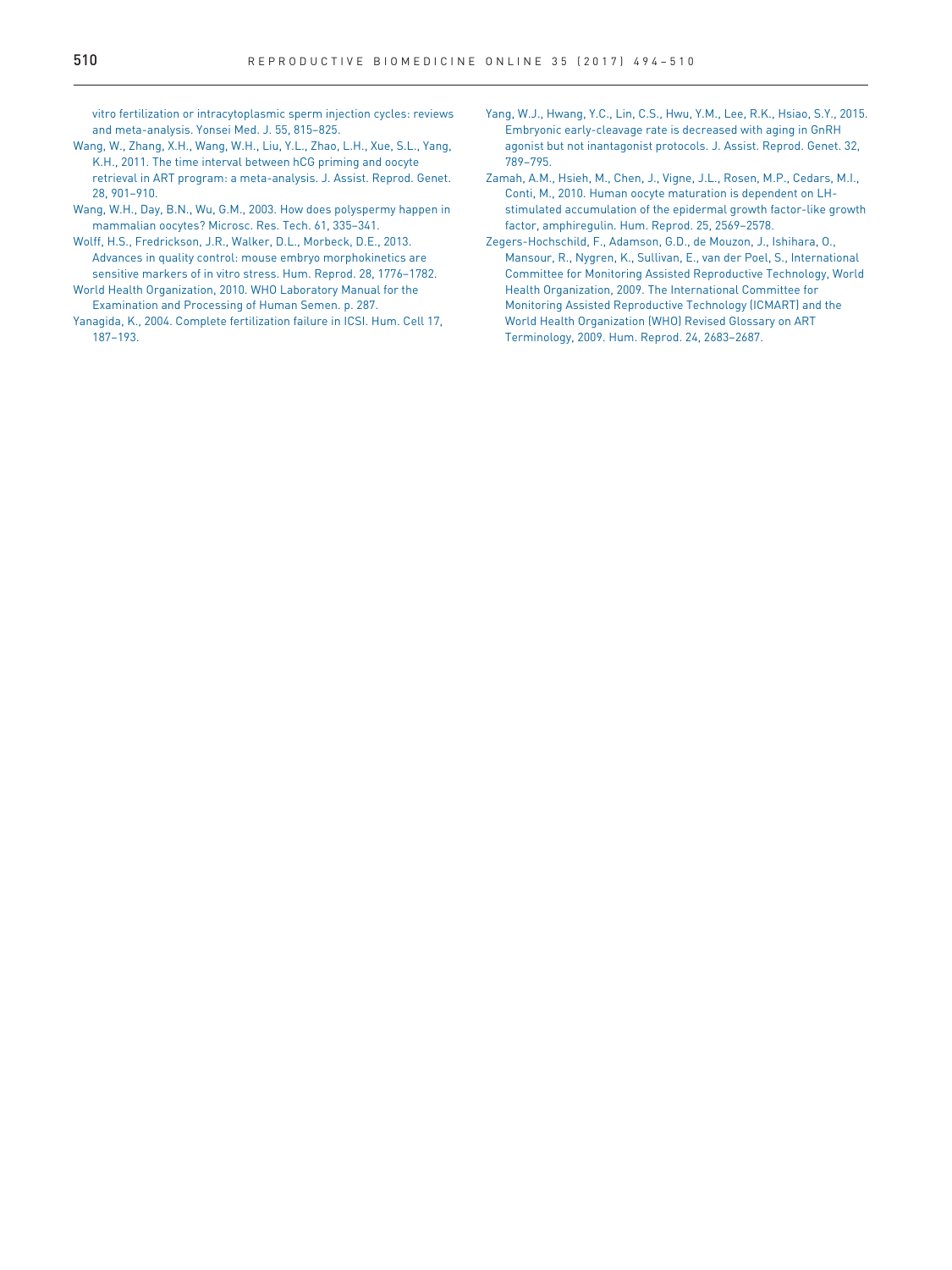vitro fertilization or intracytoplasmic sperm injection cycles: reviews and meta-analysis. Yonsei Med. J. 55, 815–825.

Wang, W., Zhang, X.H., Wang, W.H., Liu, Y.L., Zhao, L.H., Xue, S.L., Yang, K.H., 2011. The time interval between hCG priming and oocyte retrieval in ART program: a meta-analysis. J. Assist. Reprod. Genet. 28, 901–910.

Wang, W.H., Day, B.N., Wu, G.M., 2003. How does polyspermy happen in mammalian oocytes? Microsc. Res. Tech. 61, 335–341.

Wolff, H.S., Fredrickson, J.R., Walker, D.L., Morbeck, D.E., 2013. Advances in quality control: mouse embryo morphokinetics are sensitive markers of in vitro stress. Hum. Reprod. 28, 1776–1782.

World Health Organization, 2010. WHO Laboratory Manual for the Examination and Processing of Human Semen. p. 287.

Yanagida, K., 2004. Complete fertilization failure in ICSI. Hum. Cell 17, 187–193.

Yang, W.J., Hwang, Y.C., Lin, C.S., Hwu, Y.M., Lee, R.K., Hsiao, S.Y., 2015. Embryonic early-cleavage rate is decreased with aging in GnRH agonist but not inantagonist protocols. J. Assist. Reprod. Genet. 32, 789–795.

Zamah, A.M., Hsieh, M., Chen, J., Vigne, J.L., Rosen, M.P., Cedars, M.I., Conti, M., 2010. Human oocyte maturation is dependent on LH-stimulated accumulation of the epidermal growth factor-like growth factor, amphiregulin. Hum. Reprod. 25, 2569–2578.

Zegers-Hochschild, F., Adamson, G.D., de Mouzon, J., Ishihara, O., Mansour, R., Nygren, K., Sullivan, E., van der Poel, S., International Committee for Monitoring Assisted Reproductive Technology, World Health Organization, 2009. The International Committee for Monitoring Assisted Reproductive Technology (ICMART) and the World Health Organization (WHO) Revised Glossary on ART Terminology, 2009. Hum. Reprod. 24, 2683–2687.